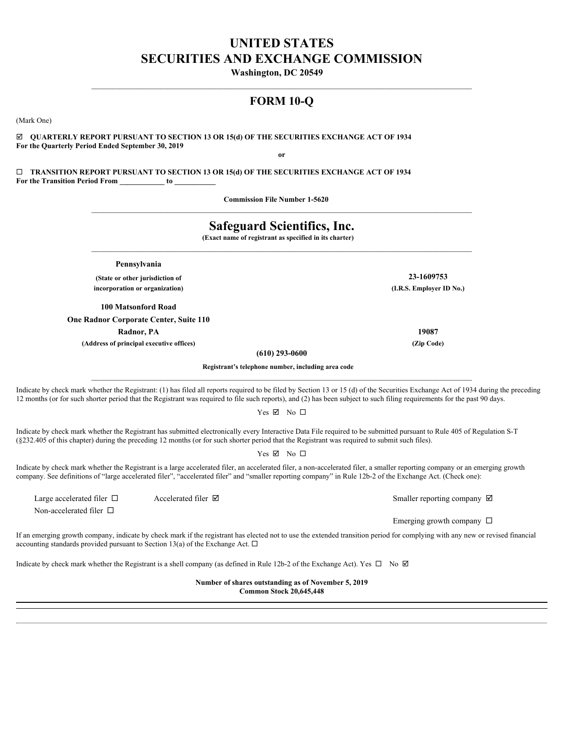# UNITED STATES
# SECURITIES AND EXCHANGE COMMISSION

**Washington, DC 20549**

## FORM 10-Q

(Mark One)

☑ **QUARTERLY REPORT PURSUANT TO SECTION 13 OR 15(d) OF THE SECURITIES EXCHANGE ACT OF 1934**
**For the Quarterly Period Ended September 30, 2019**

**or**

☐ **TRANSITION REPORT PURSUANT TO SECTION 13 OR 15(d) OF THE SECURITIES EXCHANGE ACT OF 1934**
**For the Transition Period From \_\_\_\_\_\_\_\_\_\_\_\_ to \_\_\_\_\_\_\_\_\_\_\_**

**Commission File Number 1-5620**

## Safeguard Scientifics, Inc.

**(Exact name of registrant as specified in its charter)**

| | |
|---|---|
| **Pennsylvania** | **23-1609753** |
| **(State or other jurisdiction of incorporation or organization)** | **(I.R.S. Employer ID No.)** |
| **100 Matsonford Road**<br>**One Radnor Corporate Center, Suite 110**<br>**Radnor, PA** | **19087** |
| **(Address of principal executive offices)** | **(Zip Code)** |

**(610) 293-0600**

**Registrant's telephone number, including area code**

Indicate by check mark whether the Registrant: (1) has filed all reports required to be filed by Section 13 or 15 (d) of the Securities Exchange Act of 1934 during the preceding 12 months (or for such shorter period that the Registrant was required to file such reports), and (2) has been subject to such filing requirements for the past 90 days.

Yes ☑ No ☐

Indicate by check mark whether the Registrant has submitted electronically every Interactive Data File required to be submitted pursuant to Rule 405 of Regulation S-T (§232.405 of this chapter) during the preceding 12 months (or for such shorter period that the Registrant was required to submit such files).

Yes ☑ No ☐

Indicate by check mark whether the Registrant is a large accelerated filer, an accelerated filer, a non-accelerated filer, a smaller reporting company or an emerging growth company. See definitions of "large accelerated filer", "accelerated filer" and "smaller reporting company" in Rule 12b-2 of the Exchange Act. (Check one):

| | | |
|---|---|---|
| Large accelerated filer ☐ | Accelerated filer ☑ | Smaller reporting company ☑ |
| Non-accelerated filer ☐ | | Emerging growth company ☐ |

If an emerging growth company, indicate by check mark if the registrant has elected not to use the extended transition period for complying with any new or revised financial accounting standards provided pursuant to Section 13(a) of the Exchange Act. ☐

Indicate by check mark whether the Registrant is a shell company (as defined in Rule 12b-2 of the Exchange Act). Yes ☐ No ☑

**Number of shares outstanding as of November 5, 2019**
**Common Stock 20,645,448**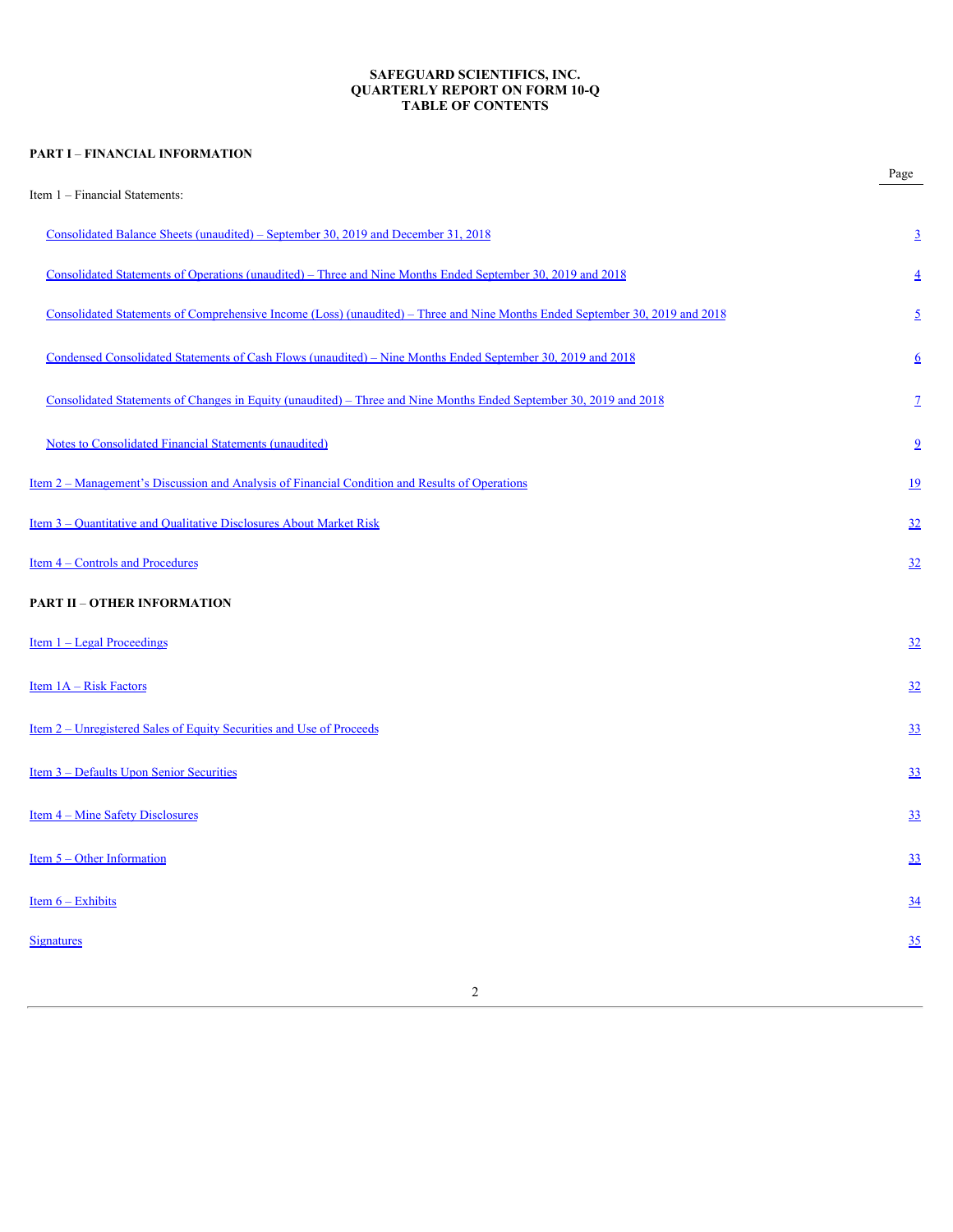# SAFEGUARD SCIENTIFICS, INC.
# QUARTERLY REPORT ON FORM 10-Q
# TABLE OF CONTENTS

**PART I – FINANCIAL INFORMATION**

| | Page |
|---|---|
| Item 1 – Financial Statements: | |
| Consolidated Balance Sheets (unaudited) – September 30, 2019 and December 31, 2018 | 3 |
| Consolidated Statements of Operations (unaudited) – Three and Nine Months Ended September 30, 2019 and 2018 | 4 |
| Consolidated Statements of Comprehensive Income (Loss) (unaudited) – Three and Nine Months Ended September 30, 2019 and 2018 | 5 |
| Condensed Consolidated Statements of Cash Flows (unaudited) – Nine Months Ended September 30, 2019 and 2018 | 6 |
| Consolidated Statements of Changes in Equity (unaudited) – Three and Nine Months Ended September 30, 2019 and 2018 | 7 |
| Notes to Consolidated Financial Statements (unaudited) | 9 |
| Item 2 – Management's Discussion and Analysis of Financial Condition and Results of Operations | 19 |
| Item 3 – Quantitative and Qualitative Disclosures About Market Risk | 32 |
| Item 4 – Controls and Procedures | 32 |
| **PART II – OTHER INFORMATION** | |
| Item 1 – Legal Proceedings | 32 |
| Item 1A – Risk Factors | 32 |
| Item 2 – Unregistered Sales of Equity Securities and Use of Proceeds | 33 |
| Item 3 – Defaults Upon Senior Securities | 33 |
| Item 4 – Mine Safety Disclosures | 33 |
| Item 5 – Other Information | 33 |
| Item 6 – Exhibits | 34 |
| Signatures | 35 |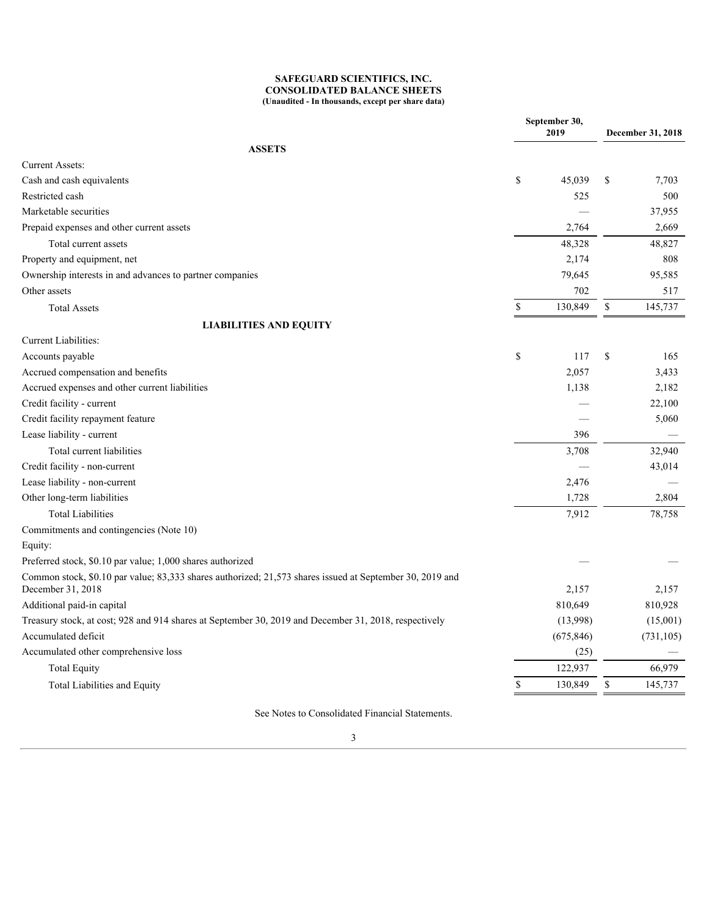**SAFEGUARD SCIENTIFICS, INC.**
**CONSOLIDATED BALANCE SHEETS**
**(Unaudited - In thousands, except per share data)**

| | September 30, 2019 | December 31, 2018 |
|---|---|---|
| **ASSETS** | | |
| Current Assets: | | |
| Cash and cash equivalents | $ 45,039 | $ 7,703 |
| Restricted cash | 525 | 500 |
| Marketable securities | — | 37,955 |
| Prepaid expenses and other current assets | 2,764 | 2,669 |
| Total current assets | 48,328 | 48,827 |
| Property and equipment, net | 2,174 | 808 |
| Ownership interests in and advances to partner companies | 79,645 | 95,585 |
| Other assets | 702 | 517 |
| Total Assets | $ 130,849 | $ 145,737 |
| **LIABILITIES AND EQUITY** | | |
| Current Liabilities: | | |
| Accounts payable | $ 117 | $ 165 |
| Accrued compensation and benefits | 2,057 | 3,433 |
| Accrued expenses and other current liabilities | 1,138 | 2,182 |
| Credit facility - current | — | 22,100 |
| Credit facility repayment feature | — | 5,060 |
| Lease liability - current | 396 | — |
| Total current liabilities | 3,708 | 32,940 |
| Credit facility - non-current | — | 43,014 |
| Lease liability - non-current | 2,476 | — |
| Other long-term liabilities | 1,728 | 2,804 |
| Total Liabilities | 7,912 | 78,758 |
| Commitments and contingencies (Note 10) | | |
| Equity: | | |
| Preferred stock, $0.10 par value; 1,000 shares authorized | — | — |
| Common stock, $0.10 par value; 83,333 shares authorized; 21,573 shares issued at September 30, 2019 and December 31, 2018 | 2,157 | 2,157 |
| Additional paid-in capital | 810,649 | 810,928 |
| Treasury stock, at cost; 928 and 914 shares at September 30, 2019 and December 31, 2018, respectively | (13,998) | (15,001) |
| Accumulated deficit | (675,846) | (731,105) |
| Accumulated other comprehensive loss | (25) | — |
| Total Equity | 122,937 | 66,979 |
| Total Liabilities and Equity | $ 130,849 | $ 145,737 |

See Notes to Consolidated Financial Statements.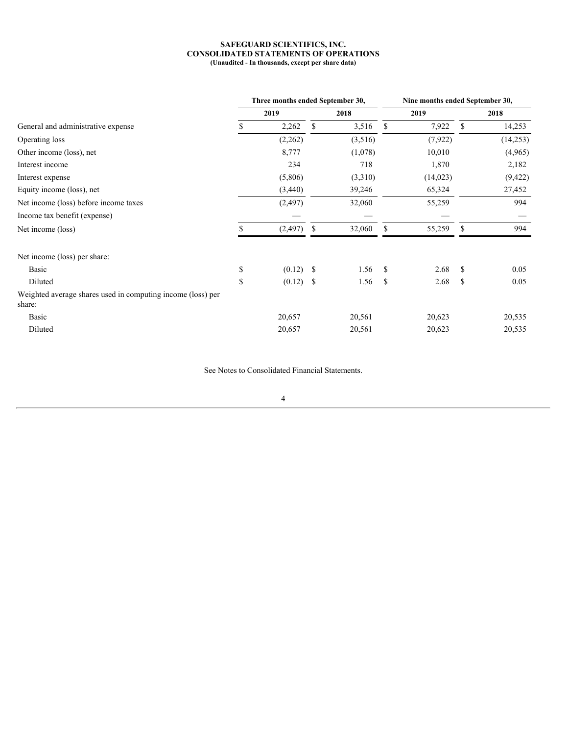**SAFEGUARD SCIENTIFICS, INC.**
**CONSOLIDATED STATEMENTS OF OPERATIONS**
**(Unaudited - In thousands, except per share data)**

| | Three months ended September 30, | | Nine months ended September 30, | |
|---|---|---|---|---|
| | 2019 | 2018 | 2019 | 2018 |
| General and administrative expense | $ 2,262 | $ 3,516 | $ 7,922 | $ 14,253 |
| Operating loss | (2,262) | (3,516) | (7,922) | (14,253) |
| Other income (loss), net | 8,777 | (1,078) | 10,010 | (4,965) |
| Interest income | 234 | 718 | 1,870 | 2,182 |
| Interest expense | (5,806) | (3,310) | (14,023) | (9,422) |
| Equity income (loss), net | (3,440) | 39,246 | 65,324 | 27,452 |
| Net income (loss) before income taxes | (2,497) | 32,060 | 55,259 | 994 |
| Income tax benefit (expense) | — | — | — | — |
| Net income (loss) | $ (2,497) | $ 32,060 | $ 55,259 | $ 994 |
| Net income (loss) per share: | | | | |
| Basic | $ (0.12) | $ 1.56 | $ 2.68 | $ 0.05 |
| Diluted | $ (0.12) | $ 1.56 | $ 2.68 | $ 0.05 |
| Weighted average shares used in computing income (loss) per share: | | | | |
| Basic | 20,657 | 20,561 | 20,623 | 20,535 |
| Diluted | 20,657 | 20,561 | 20,623 | 20,535 |

See Notes to Consolidated Financial Statements.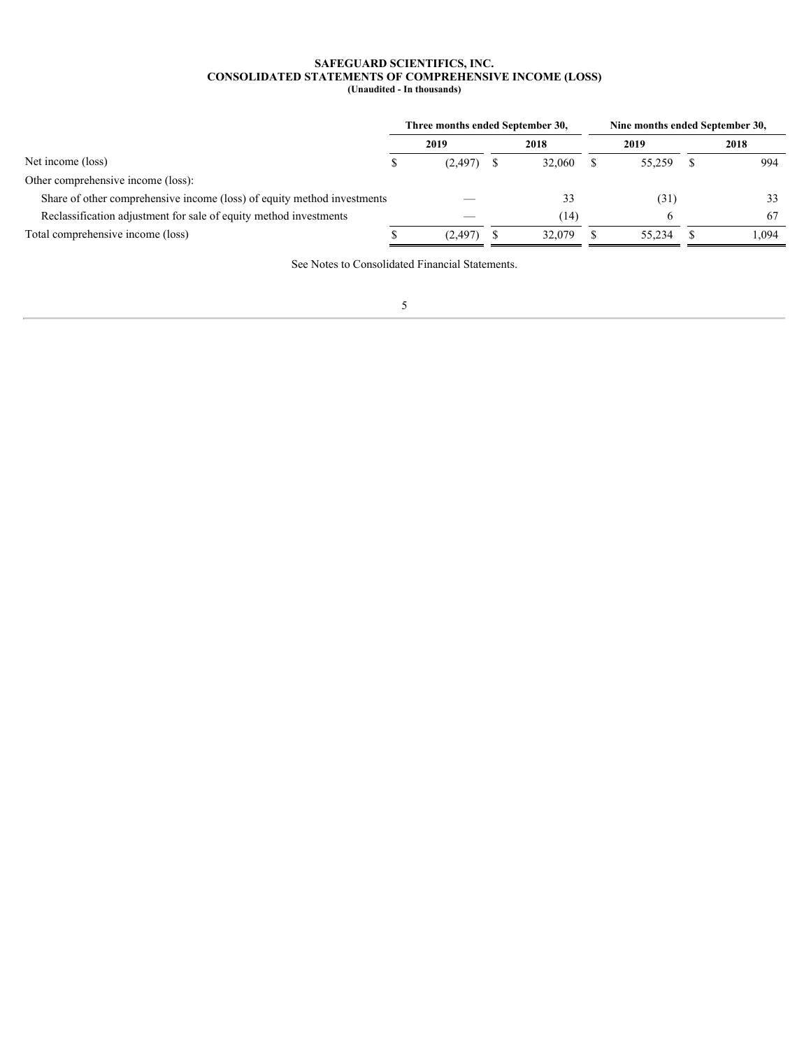**SAFEGUARD SCIENTIFICS, INC.**
**CONSOLIDATED STATEMENTS OF COMPREHENSIVE INCOME (LOSS)**
**(Unaudited - In thousands)**

| | Three months ended September 30, | | Nine months ended September 30, | |
|---|---|---|---|---|
| | **2019** | **2018** | **2019** | **2018** |
| Net income (loss) | $ (2,497) | $ 32,060 | $ 55,259 | $ 994 |
| Other comprehensive income (loss): | | | | |
| Share of other comprehensive income (loss) of equity method investments | — | 33 | (31) | 33 |
| Reclassification adjustment for sale of equity method investments | — | (14) | 6 | 67 |
| Total comprehensive income (loss) | $ (2,497) | $ 32,079 | $ 55,234 | $ 1,094 |

See Notes to Consolidated Financial Statements.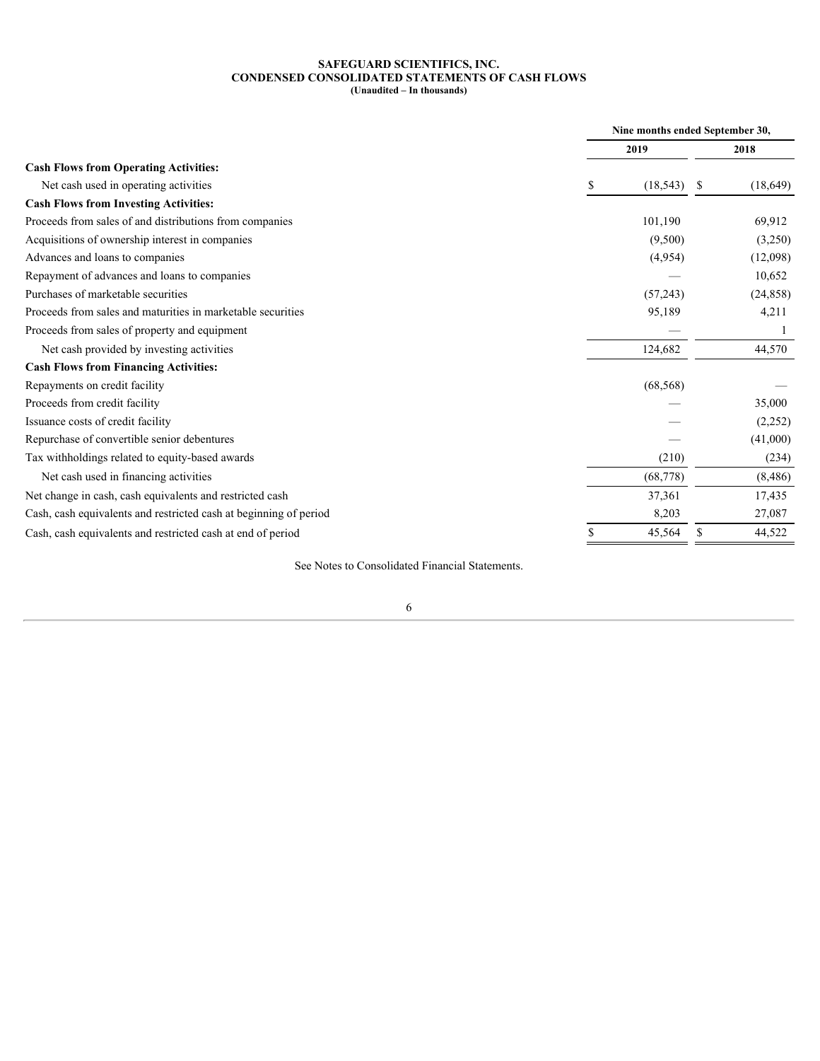**SAFEGUARD SCIENTIFICS, INC.**
**CONDENSED CONSOLIDATED STATEMENTS OF CASH FLOWS**
**(Unaudited – In thousands)**

| | Nine months ended September 30, | |
|---|---|---|
| | 2019 | 2018 |
| **Cash Flows from Operating Activities:** | | |
| Net cash used in operating activities | $ (18,543) | $ (18,649) |
| **Cash Flows from Investing Activities:** | | |
| Proceeds from sales of and distributions from companies | 101,190 | 69,912 |
| Acquisitions of ownership interest in companies | (9,500) | (3,250) |
| Advances and loans to companies | (4,954) | (12,098) |
| Repayment of advances and loans to companies | — | 10,652 |
| Purchases of marketable securities | (57,243) | (24,858) |
| Proceeds from sales and maturities in marketable securities | 95,189 | 4,211 |
| Proceeds from sales of property and equipment | — | 1 |
| Net cash provided by investing activities | 124,682 | 44,570 |
| **Cash Flows from Financing Activities:** | | |
| Repayments on credit facility | (68,568) | — |
| Proceeds from credit facility | — | 35,000 |
| Issuance costs of credit facility | — | (2,252) |
| Repurchase of convertible senior debentures | — | (41,000) |
| Tax withholdings related to equity-based awards | (210) | (234) |
| Net cash used in financing activities | (68,778) | (8,486) |
| Net change in cash, cash equivalents and restricted cash | 37,361 | 17,435 |
| Cash, cash equivalents and restricted cash at beginning of period | 8,203 | 27,087 |
| Cash, cash equivalents and restricted cash at end of period | $ 45,564 | $ 44,522 |

See Notes to Consolidated Financial Statements.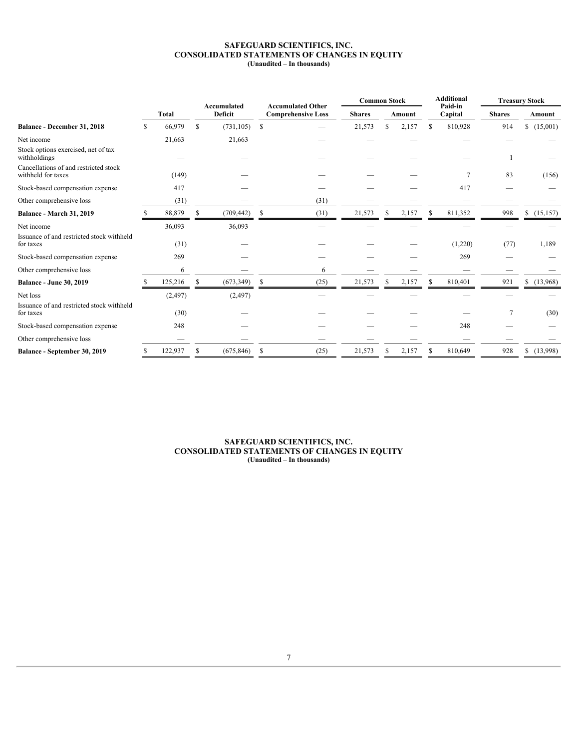# SAFEGUARD SCIENTIFICS, INC.
## CONSOLIDATED STATEMENTS OF CHANGES IN EQUITY
**(Unaudited – In thousands)**

| | Total | Accumulated Deficit | Accumulated Other Comprehensive Loss | Common Stock | | Additional Paid-in Capital | Treasury Stock | |
|---|---|---|---|---|---|---|---|---|
| | | | | Shares | Amount | | Shares | Amount |
| **Balance - December 31, 2018** | $ 66,979 | $ (731,105) | $ — | 21,573 | $ 2,157 | $ 810,928 | 914 | $ (15,001) |
| Net income | 21,663 | 21,663 | — | — | — | — | — | — |
| Stock options exercised, net of tax withholdings | — | — | — | — | — | — | 1 | — |
| Cancellations of and restricted stock withheld for taxes | (149) | — | — | — | — | 7 | 83 | (156) |
| Stock-based compensation expense | 417 | — | — | — | — | 417 | — | — |
| Other comprehensive loss | (31) | — | (31) | — | — | — | — | — |
| **Balance - March 31, 2019** | $ 88,879 | $ (709,442) | $ (31) | 21,573 | $ 2,157 | $ 811,352 | 998 | $ (15,157) |
| Net income | 36,093 | 36,093 | — | — | — | — | — | — |
| Issuance of and restricted stock withheld for taxes | (31) | — | — | — | — | (1,220) | (77) | 1,189 |
| Stock-based compensation expense | 269 | — | — | — | — | 269 | — | — |
| Other comprehensive loss | 6 | — | 6 | — | — | — | — | — |
| **Balance - June 30, 2019** | $ 125,216 | $ (673,349) | $ (25) | 21,573 | $ 2,157 | $ 810,401 | 921 | $ (13,968) |
| Net loss | (2,497) | (2,497) | — | — | — | — | — | — |
| Issuance of and restricted stock withheld for taxes | (30) | — | — | — | — | — | 7 | (30) |
| Stock-based compensation expense | 248 | — | — | — | — | 248 | — | — |
| Other comprehensive loss | — | — | — | — | — | — | — | — |
| **Balance - September 30, 2019** | $ 122,937 | $ (675,846) | $ (25) | 21,573 | $ 2,157 | $ 810,649 | 928 | $ (13,998) |

# SAFEGUARD SCIENTIFICS, INC.
## CONSOLIDATED STATEMENTS OF CHANGES IN EQUITY
**(Unaudited – In thousands)**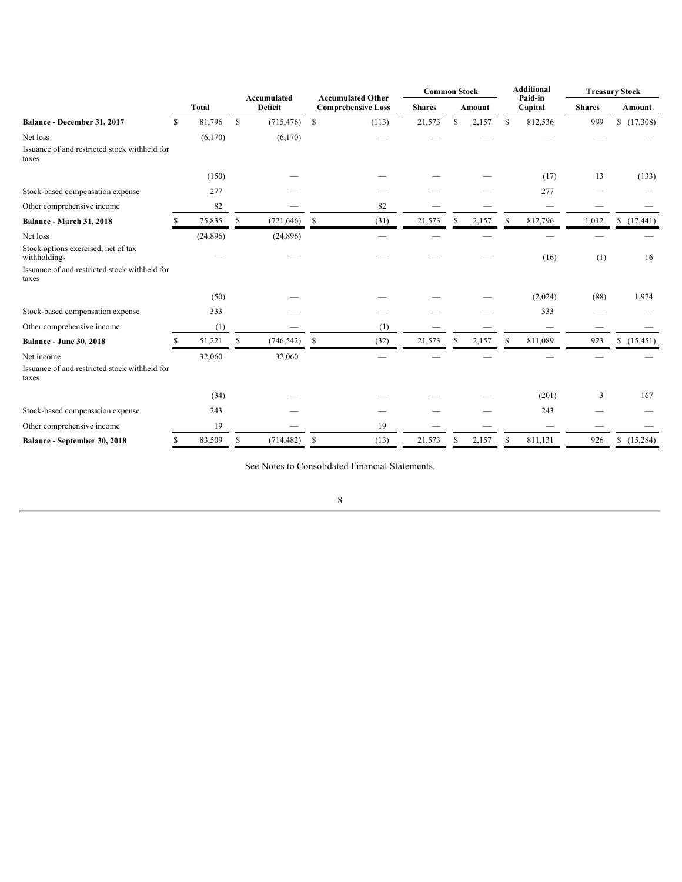| | Total | Accumulated Deficit | Accumulated Other Comprehensive Loss | Common Stock | | Additional Paid-in Capital | Treasury Stock | |
|---|---|---|---|---|---|---|---|---|
| | | | | Shares | Amount | | Shares | Amount |
| **Balance - December 31, 2017** | $ 81,796 | $ (715,476) | $ (113) | 21,573 | $ 2,157 | $ 812,536 | 999 | $ (17,308) |
| Net loss | (6,170) | (6,170) | — | — | — | — | — | — |
| Issuance of and restricted stock withheld for taxes | (150) | — | — | — | — | (17) | 13 | (133) |
| Stock-based compensation expense | 277 | — | — | — | — | 277 | — | — |
| Other comprehensive income | 82 | — | 82 | — | — | — | — | — |
| **Balance - March 31, 2018** | $ 75,835 | $ (721,646) | $ (31) | 21,573 | $ 2,157 | $ 812,796 | 1,012 | $ (17,441) |
| Net loss | (24,896) | (24,896) | — | — | — | — | — | — |
| Stock options exercised, net of tax withholdings | — | — | — | — | — | (16) | (1) | 16 |
| Issuance of and restricted stock withheld for taxes | (50) | — | — | — | — | (2,024) | (88) | 1,974 |
| Stock-based compensation expense | 333 | — | — | — | — | 333 | — | — |
| Other comprehensive income | (1) | — | (1) | — | — | — | — | — |
| **Balance - June 30, 2018** | $ 51,221 | $ (746,542) | $ (32) | 21,573 | $ 2,157 | $ 811,089 | 923 | $ (15,451) |
| Net income | 32,060 | 32,060 | — | — | — | — | — | — |
| Issuance of and restricted stock withheld for taxes | (34) | — | — | — | — | (201) | 3 | 167 |
| Stock-based compensation expense | 243 | — | — | — | — | 243 | — | — |
| Other comprehensive income | 19 | — | 19 | — | — | — | — | — |
| **Balance - September 30, 2018** | $ 83,509 | $ (714,482) | $ (13) | 21,573 | $ 2,157 | $ 811,131 | 926 | $ (15,284) |

See Notes to Consolidated Financial Statements.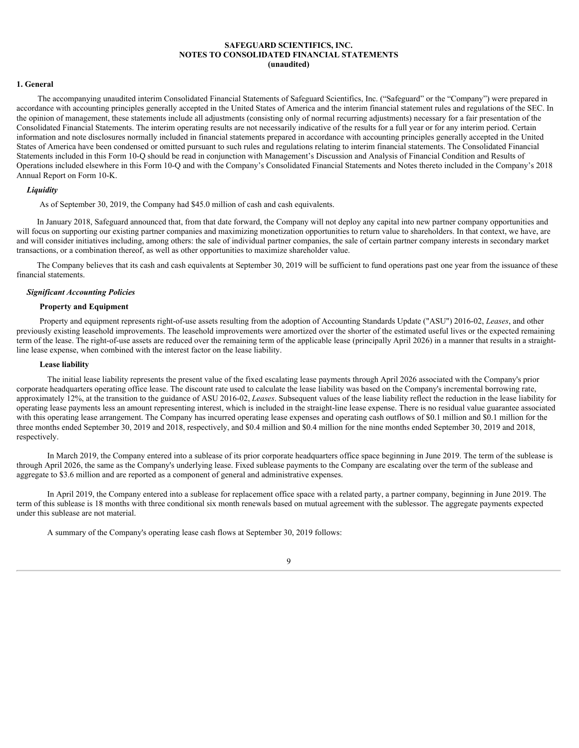**SAFEGUARD SCIENTIFICS, INC.**
**NOTES TO CONSOLIDATED FINANCIAL STATEMENTS**
**(unaudited)**

## 1. General

The accompanying unaudited interim Consolidated Financial Statements of Safeguard Scientifics, Inc. ("Safeguard" or the "Company") were prepared in accordance with accounting principles generally accepted in the United States of America and the interim financial statement rules and regulations of the SEC. In the opinion of management, these statements include all adjustments (consisting only of normal recurring adjustments) necessary for a fair presentation of the Consolidated Financial Statements. The interim operating results are not necessarily indicative of the results for a full year or for any interim period. Certain information and note disclosures normally included in financial statements prepared in accordance with accounting principles generally accepted in the United States of America have been condensed or omitted pursuant to such rules and regulations relating to interim financial statements. The Consolidated Financial Statements included in this Form 10-Q should be read in conjunction with Management's Discussion and Analysis of Financial Condition and Results of Operations included elsewhere in this Form 10-Q and with the Company's Consolidated Financial Statements and Notes thereto included in the Company's 2018 Annual Report on Form 10-K.

### *Liquidity*

As of September 30, 2019, the Company had $45.0 million of cash and cash equivalents.

In January 2018, Safeguard announced that, from that date forward, the Company will not deploy any capital into new partner company opportunities and will focus on supporting our existing partner companies and maximizing monetization opportunities to return value to shareholders. In that context, we have, are and will consider initiatives including, among others: the sale of individual partner companies, the sale of certain partner company interests in secondary market transactions, or a combination thereof, as well as other opportunities to maximize shareholder value.

The Company believes that its cash and cash equivalents at September 30, 2019 will be sufficient to fund operations past one year from the issuance of these financial statements.

### *Significant Accounting Policies*

#### Property and Equipment

Property and equipment represents right-of-use assets resulting from the adoption of Accounting Standards Update ("ASU") 2016-02, *Leases*, and other previously existing leasehold improvements. The leasehold improvements were amortized over the shorter of the estimated useful lives or the expected remaining term of the lease. The right-of-use assets are reduced over the remaining term of the applicable lease (principally April 2026) in a manner that results in a straight-line lease expense, when combined with the interest factor on the lease liability.

#### Lease liability

The initial lease liability represents the present value of the fixed escalating lease payments through April 2026 associated with the Company's prior corporate headquarters operating office lease. The discount rate used to calculate the lease liability was based on the Company's incremental borrowing rate, approximately 12%, at the transition to the guidance of ASU 2016-02, *Leases*. Subsequent values of the lease liability reflect the reduction in the lease liability for operating lease payments less an amount representing interest, which is included in the straight-line lease expense. There is no residual value guarantee associated with this operating lease arrangement. The Company has incurred operating lease expenses and operating cash outflows of $0.1 million and $0.1 million for the three months ended September 30, 2019 and 2018, respectively, and $0.4 million and $0.4 million for the nine months ended September 30, 2019 and 2018, respectively.

In March 2019, the Company entered into a sublease of its prior corporate headquarters office space beginning in June 2019. The term of the sublease is through April 2026, the same as the Company's underlying lease. Fixed sublease payments to the Company are escalating over the term of the sublease and aggregate to $3.6 million and are reported as a component of general and administrative expenses.

In April 2019, the Company entered into a sublease for replacement office space with a related party, a partner company, beginning in June 2019. The term of this sublease is 18 months with three conditional six month renewals based on mutual agreement with the sublessor. The aggregate payments expected under this sublease are not material.

A summary of the Company's operating lease cash flows at September 30, 2019 follows: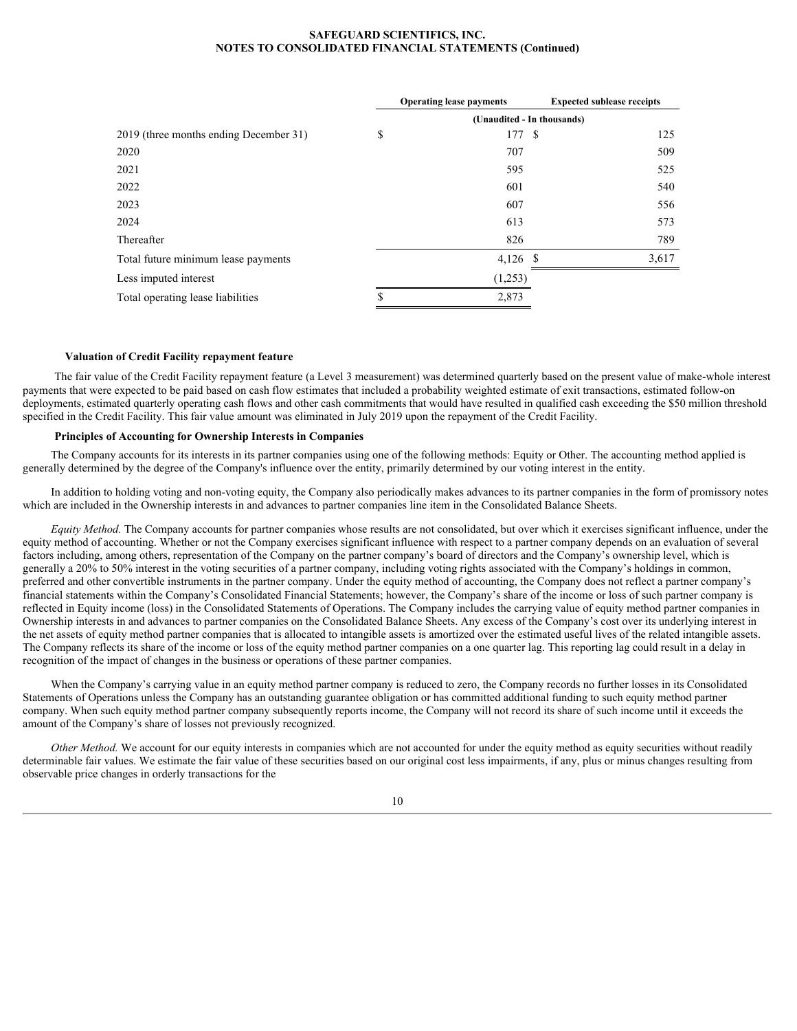|  | Operating lease payments | Expected sublease receipts |
| --- | --- | --- |
|  | (Unaudited - In thousands) |  |
| 2019 (three months ending December 31) | $ 177 | $ 125 |
| 2020 | 707 | 509 |
| 2021 | 595 | 525 |
| 2022 | 601 | 540 |
| 2023 | 607 | 556 |
| 2024 | 613 | 573 |
| Thereafter | 826 | 789 |
| Total future minimum lease payments | 4,126 | $ 3,617 |
| Less imputed interest | (1,253) |  |
| Total operating lease liabilities | $ 2,873 |  |

**Valuation of Credit Facility repayment feature**

The fair value of the Credit Facility repayment feature (a Level 3 measurement) was determined quarterly based on the present value of make-whole interest payments that were expected to be paid based on cash flow estimates that included a probability weighted estimate of exit transactions, estimated follow-on deployments, estimated quarterly operating cash flows and other cash commitments that would have resulted in qualified cash exceeding the $50 million threshold specified in the Credit Facility. This fair value amount was eliminated in July 2019 upon the repayment of the Credit Facility.

**Principles of Accounting for Ownership Interests in Companies**

The Company accounts for its interests in its partner companies using one of the following methods: Equity or Other. The accounting method applied is generally determined by the degree of the Company's influence over the entity, primarily determined by our voting interest in the entity.

In addition to holding voting and non-voting equity, the Company also periodically makes advances to its partner companies in the form of promissory notes which are included in the Ownership interests in and advances to partner companies line item in the Consolidated Balance Sheets.

*Equity Method.* The Company accounts for partner companies whose results are not consolidated, but over which it exercises significant influence, under the equity method of accounting. Whether or not the Company exercises significant influence with respect to a partner company depends on an evaluation of several factors including, among others, representation of the Company on the partner company's board of directors and the Company's ownership level, which is generally a 20% to 50% interest in the voting securities of a partner company, including voting rights associated with the Company's holdings in common, preferred and other convertible instruments in the partner company. Under the equity method of accounting, the Company does not reflect a partner company's financial statements within the Company's Consolidated Financial Statements; however, the Company's share of the income or loss of such partner company is reflected in Equity income (loss) in the Consolidated Statements of Operations. The Company includes the carrying value of equity method partner companies in Ownership interests in and advances to partner companies on the Consolidated Balance Sheets. Any excess of the Company's cost over its underlying interest in the net assets of equity method partner companies that is allocated to intangible assets is amortized over the estimated useful lives of the related intangible assets. The Company reflects its share of the income or loss of the equity method partner companies on a one quarter lag. This reporting lag could result in a delay in recognition of the impact of changes in the business or operations of these partner companies.

When the Company's carrying value in an equity method partner company is reduced to zero, the Company records no further losses in its Consolidated Statements of Operations unless the Company has an outstanding guarantee obligation or has committed additional funding to such equity method partner company. When such equity method partner company subsequently reports income, the Company will not record its share of such income until it exceeds the amount of the Company's share of losses not previously recognized.

*Other Method.* We account for our equity interests in companies which are not accounted for under the equity method as equity securities without readily determinable fair values. We estimate the fair value of these securities based on our original cost less impairments, if any, plus or minus changes resulting from observable price changes in orderly transactions for the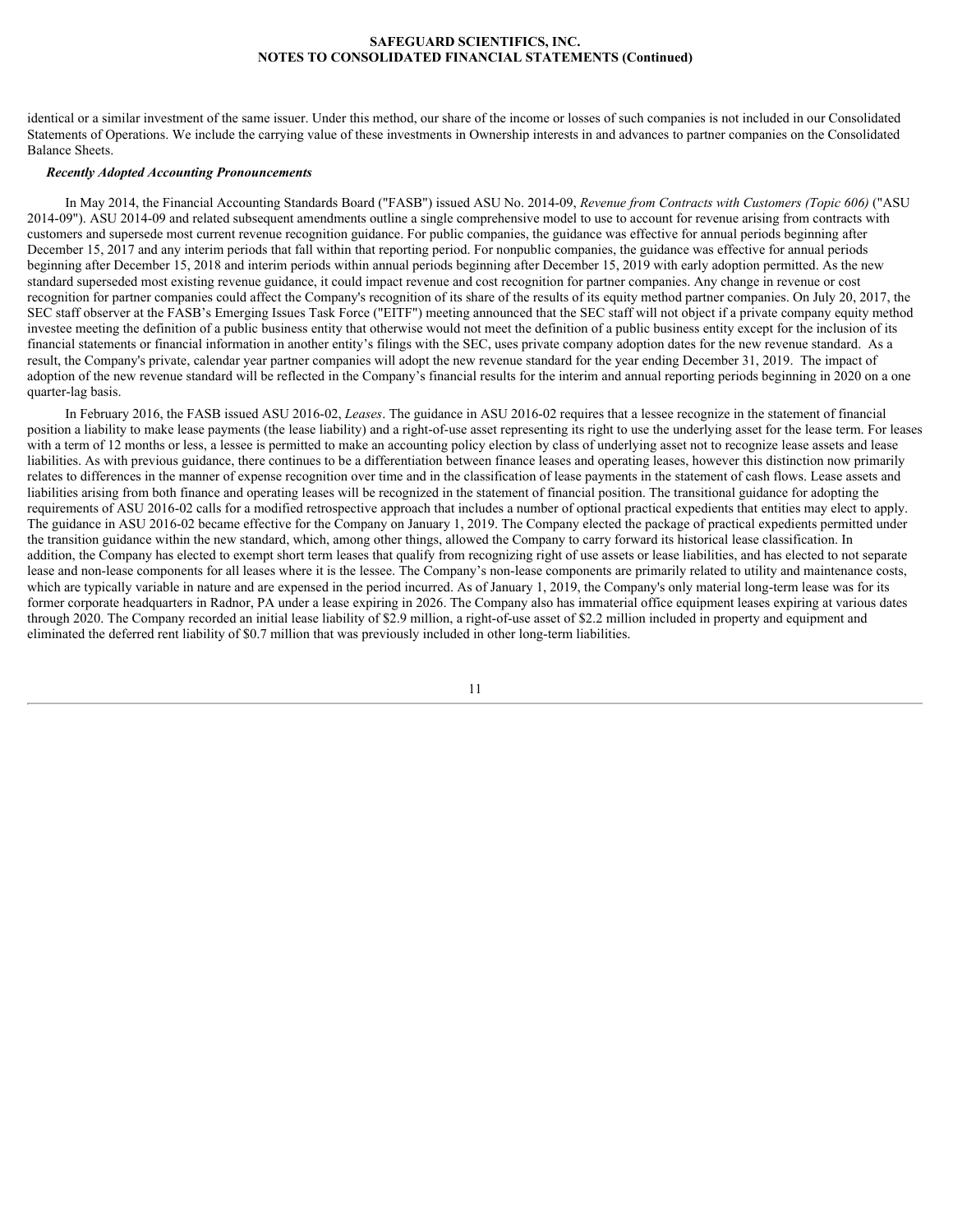identical or a similar investment of the same issuer. Under this method, our share of the income or losses of such companies is not included in our Consolidated Statements of Operations. We include the carrying value of these investments in Ownership interests in and advances to partner companies on the Consolidated Balance Sheets.

***Recently Adopted Accounting Pronouncements***

In May 2014, the Financial Accounting Standards Board ("FASB") issued ASU No. 2014-09, *Revenue from Contracts with Customers (Topic 606)* ("ASU 2014-09"). ASU 2014-09 and related subsequent amendments outline a single comprehensive model to use to account for revenue arising from contracts with customers and supersede most current revenue recognition guidance. For public companies, the guidance was effective for annual periods beginning after December 15, 2017 and any interim periods that fall within that reporting period. For nonpublic companies, the guidance was effective for annual periods beginning after December 15, 2018 and interim periods within annual periods beginning after December 15, 2019 with early adoption permitted. As the new standard superseded most existing revenue guidance, it could impact revenue and cost recognition for partner companies. Any change in revenue or cost recognition for partner companies could affect the Company's recognition of its share of the results of its equity method partner companies. On July 20, 2017, the SEC staff observer at the FASB's Emerging Issues Task Force ("EITF") meeting announced that the SEC staff will not object if a private company equity method investee meeting the definition of a public business entity that otherwise would not meet the definition of a public business entity except for the inclusion of its financial statements or financial information in another entity's filings with the SEC, uses private company adoption dates for the new revenue standard. As a result, the Company's private, calendar year partner companies will adopt the new revenue standard for the year ending December 31, 2019. The impact of adoption of the new revenue standard will be reflected in the Company's financial results for the interim and annual reporting periods beginning in 2020 on a one quarter-lag basis.

In February 2016, the FASB issued ASU 2016-02, *Leases*. The guidance in ASU 2016-02 requires that a lessee recognize in the statement of financial position a liability to make lease payments (the lease liability) and a right-of-use asset representing its right to use the underlying asset for the lease term. For leases with a term of 12 months or less, a lessee is permitted to make an accounting policy election by class of underlying asset not to recognize lease assets and lease liabilities. As with previous guidance, there continues to be a differentiation between finance leases and operating leases, however this distinction now primarily relates to differences in the manner of expense recognition over time and in the classification of lease payments in the statement of cash flows. Lease assets and liabilities arising from both finance and operating leases will be recognized in the statement of financial position. The transitional guidance for adopting the requirements of ASU 2016-02 calls for a modified retrospective approach that includes a number of optional practical expedients that entities may elect to apply. The guidance in ASU 2016-02 became effective for the Company on January 1, 2019. The Company elected the package of practical expedients permitted under the transition guidance within the new standard, which, among other things, allowed the Company to carry forward its historical lease classification. In addition, the Company has elected to exempt short term leases that qualify from recognizing right of use assets or lease liabilities, and has elected to not separate lease and non-lease components for all leases where it is the lessee. The Company's non-lease components are primarily related to utility and maintenance costs, which are typically variable in nature and are expensed in the period incurred. As of January 1, 2019, the Company's only material long-term lease was for its former corporate headquarters in Radnor, PA under a lease expiring in 2026. The Company also has immaterial office equipment leases expiring at various dates through 2020. The Company recorded an initial lease liability of $2.9 million, a right-of-use asset of $2.2 million included in property and equipment and eliminated the deferred rent liability of $0.7 million that was previously included in other long-term liabilities.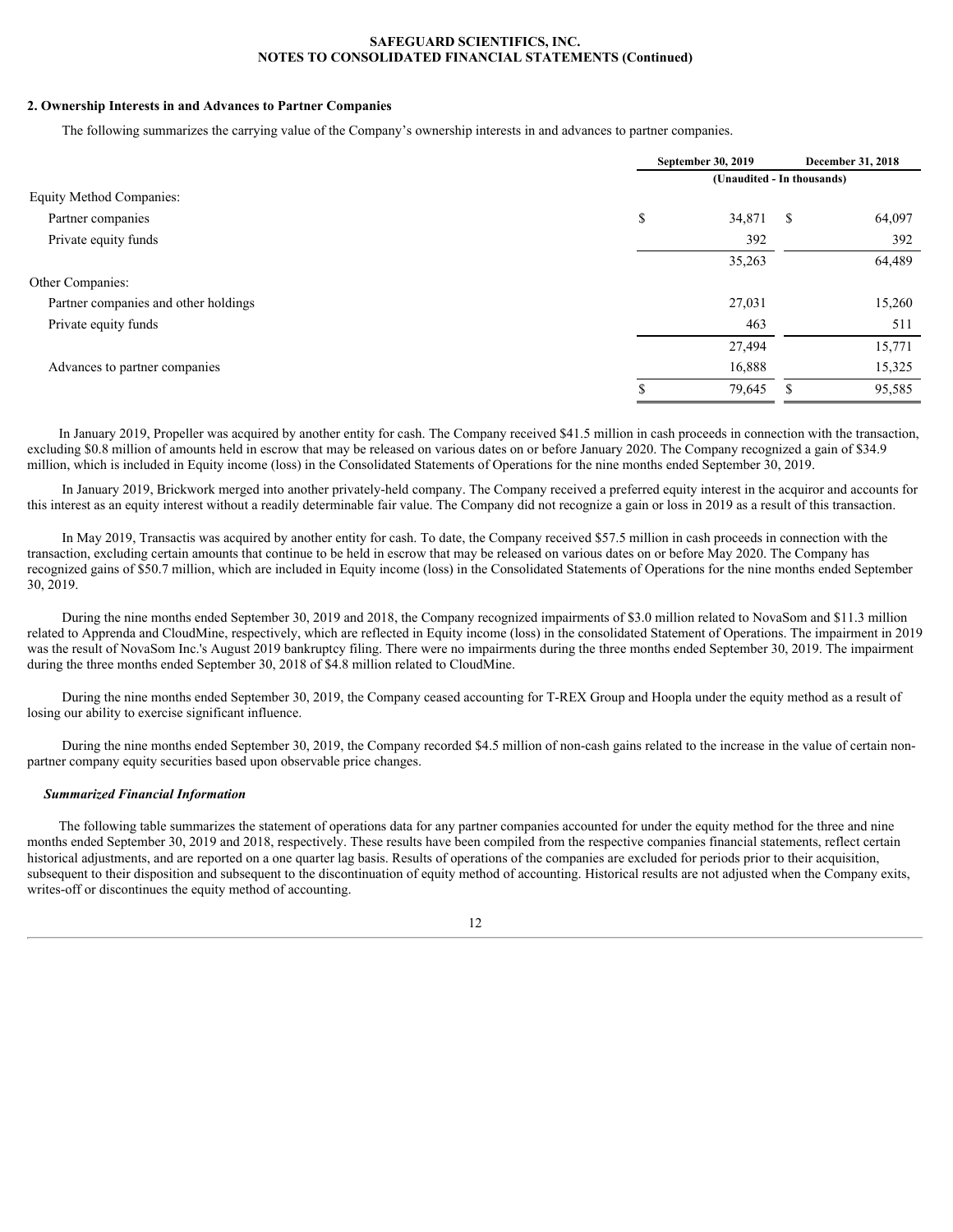## 2. Ownership Interests in and Advances to Partner Companies

The following summarizes the carrying value of the Company's ownership interests in and advances to partner companies.

| | September 30, 2019 | December 31, 2018 |
|---|---|---|
| | (Unaudited - In thousands) | |
| Equity Method Companies: | | |
| Partner companies | $ 34,871 | $ 64,097 |
| Private equity funds | 392 | 392 |
| | 35,263 | 64,489 |
| Other Companies: | | |
| Partner companies and other holdings | 27,031 | 15,260 |
| Private equity funds | 463 | 511 |
| | 27,494 | 15,771 |
| Advances to partner companies | 16,888 | 15,325 |
| | $ 79,645 | $ 95,585 |

In January 2019, Propeller was acquired by another entity for cash. The Company received $41.5 million in cash proceeds in connection with the transaction, excluding $0.8 million of amounts held in escrow that may be released on various dates on or before January 2020. The Company recognized a gain of $34.9 million, which is included in Equity income (loss) in the Consolidated Statements of Operations for the nine months ended September 30, 2019.

In January 2019, Brickwork merged into another privately-held company. The Company received a preferred equity interest in the acquiror and accounts for this interest as an equity interest without a readily determinable fair value. The Company did not recognize a gain or loss in 2019 as a result of this transaction.

In May 2019, Transactis was acquired by another entity for cash. To date, the Company received $57.5 million in cash proceeds in connection with the transaction, excluding certain amounts that continue to be held in escrow that may be released on various dates on or before May 2020. The Company has recognized gains of $50.7 million, which are included in Equity income (loss) in the Consolidated Statements of Operations for the nine months ended September 30, 2019.

During the nine months ended September 30, 2019 and 2018, the Company recognized impairments of $3.0 million related to NovaSom and $11.3 million related to Apprenda and CloudMine, respectively, which are reflected in Equity income (loss) in the consolidated Statement of Operations. The impairment in 2019 was the result of NovaSom Inc.'s August 2019 bankruptcy filing. There were no impairments during the three months ended September 30, 2019. The impairment during the three months ended September 30, 2018 of $4.8 million related to CloudMine.

During the nine months ended September 30, 2019, the Company ceased accounting for T-REX Group and Hoopla under the equity method as a result of losing our ability to exercise significant influence.

During the nine months ended September 30, 2019, the Company recorded $4.5 million of non-cash gains related to the increase in the value of certain non-partner company equity securities based upon observable price changes.

### *Summarized Financial Information*

The following table summarizes the statement of operations data for any partner companies accounted for under the equity method for the three and nine months ended September 30, 2019 and 2018, respectively. These results have been compiled from the respective companies financial statements, reflect certain historical adjustments, and are reported on a one quarter lag basis. Results of operations of the companies are excluded for periods prior to their acquisition, subsequent to their disposition and subsequent to the discontinuation of equity method of accounting. Historical results are not adjusted when the Company exits, writes-off or discontinues the equity method of accounting.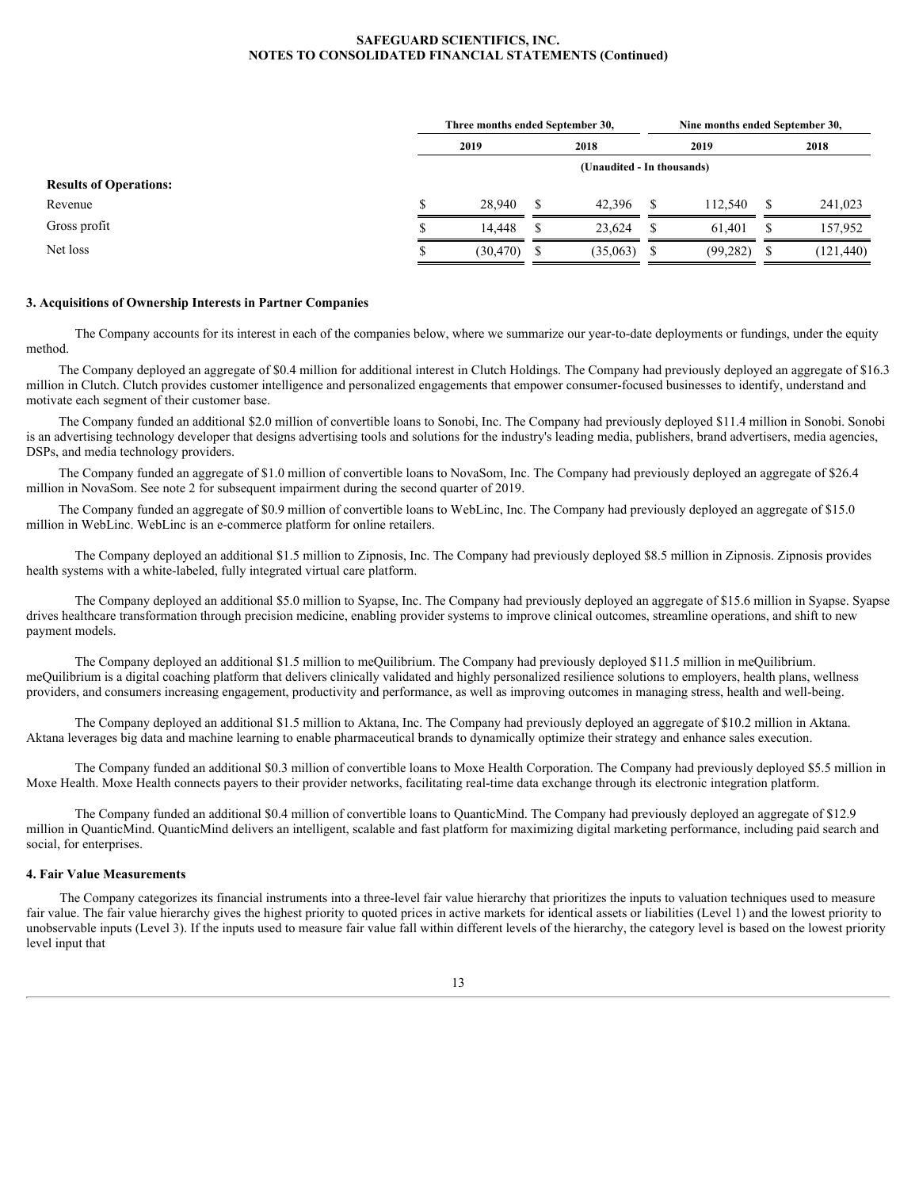|  | Three months ended September 30, |  | Nine months ended September 30, |  |
|---|---|---|---|---|
|  | 2019 | 2018 | 2019 | 2018 |
|  | (Unaudited - In thousands) |  |  |  |
| **Results of Operations:** |  |  |  |  |
| Revenue | $ 28,940 | $ 42,396 | $ 112,540 | $ 241,023 |
| Gross profit | $ 14,448 | $ 23,624 | $ 61,401 | $ 157,952 |
| Net loss | $ (30,470) | $ (35,063) | $ (99,282) | $ (121,440) |

### 3. Acquisitions of Ownership Interests in Partner Companies

The Company accounts for its interest in each of the companies below, where we summarize our year-to-date deployments or fundings, under the equity method.

The Company deployed an aggregate of $0.4 million for additional interest in Clutch Holdings. The Company had previously deployed an aggregate of $16.3 million in Clutch. Clutch provides customer intelligence and personalized engagements that empower consumer-focused businesses to identify, understand and motivate each segment of their customer base.

The Company funded an additional $2.0 million of convertible loans to Sonobi, Inc. The Company had previously deployed $11.4 million in Sonobi. Sonobi is an advertising technology developer that designs advertising tools and solutions for the industry's leading media, publishers, brand advertisers, media agencies, DSPs, and media technology providers.

The Company funded an aggregate of $1.0 million of convertible loans to NovaSom, Inc. The Company had previously deployed an aggregate of $26.4 million in NovaSom. See note 2 for subsequent impairment during the second quarter of 2019.

The Company funded an aggregate of $0.9 million of convertible loans to WebLinc, Inc. The Company had previously deployed an aggregate of $15.0 million in WebLinc. WebLinc is an e-commerce platform for online retailers.

The Company deployed an additional $1.5 million to Zipnosis, Inc. The Company had previously deployed $8.5 million in Zipnosis. Zipnosis provides health systems with a white-labeled, fully integrated virtual care platform.

The Company deployed an additional $5.0 million to Syapse, Inc. The Company had previously deployed an aggregate of $15.6 million in Syapse. Syapse drives healthcare transformation through precision medicine, enabling provider systems to improve clinical outcomes, streamline operations, and shift to new payment models.

The Company deployed an additional $1.5 million to meQuilibrium. The Company had previously deployed $11.5 million in meQuilibrium. meQuilibrium is a digital coaching platform that delivers clinically validated and highly personalized resilience solutions to employers, health plans, wellness providers, and consumers increasing engagement, productivity and performance, as well as improving outcomes in managing stress, health and well-being.

The Company deployed an additional $1.5 million to Aktana, Inc. The Company had previously deployed an aggregate of $10.2 million in Aktana. Aktana leverages big data and machine learning to enable pharmaceutical brands to dynamically optimize their strategy and enhance sales execution.

The Company funded an additional $0.3 million of convertible loans to Moxe Health Corporation. The Company had previously deployed $5.5 million in Moxe Health. Moxe Health connects payers to their provider networks, facilitating real-time data exchange through its electronic integration platform.

The Company funded an additional $0.4 million of convertible loans to QuanticMind. The Company had previously deployed an aggregate of $12.9 million in QuanticMind. QuanticMind delivers an intelligent, scalable and fast platform for maximizing digital marketing performance, including paid search and social, for enterprises.

### 4. Fair Value Measurements

The Company categorizes its financial instruments into a three-level fair value hierarchy that prioritizes the inputs to valuation techniques used to measure fair value. The fair value hierarchy gives the highest priority to quoted prices in active markets for identical assets or liabilities (Level 1) and the lowest priority to unobservable inputs (Level 3). If the inputs used to measure fair value fall within different levels of the hierarchy, the category level is based on the lowest priority level input that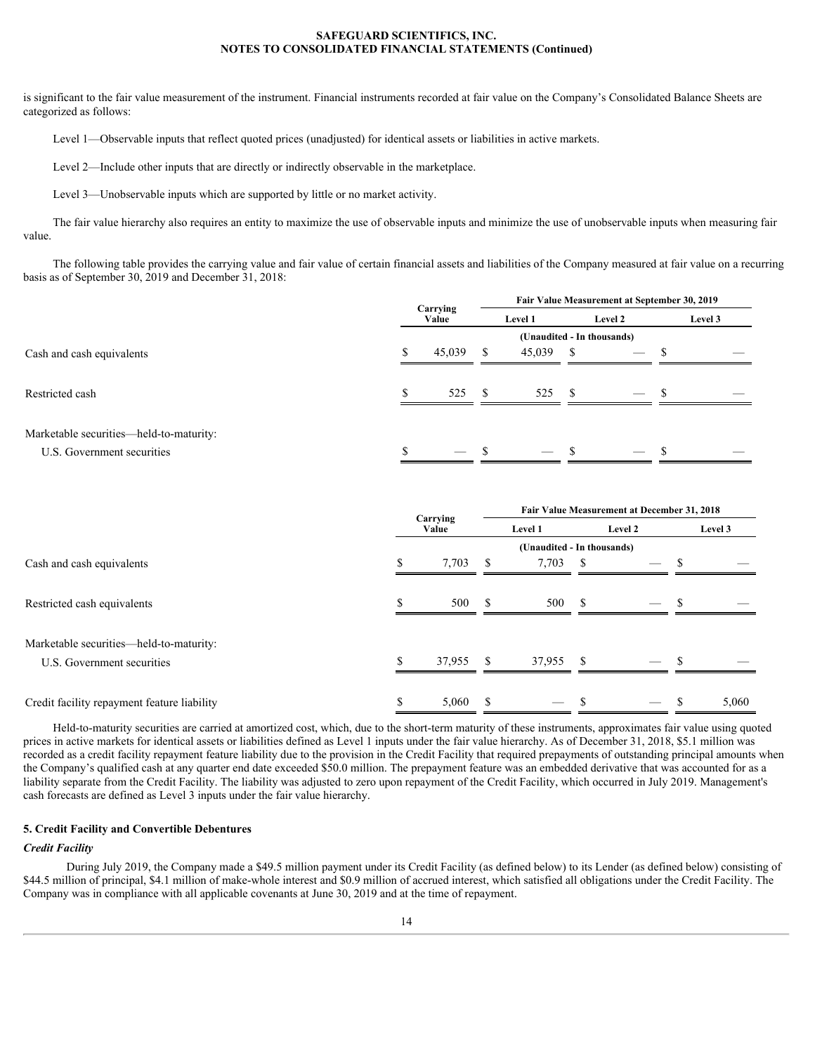is significant to the fair value measurement of the instrument. Financial instruments recorded at fair value on the Company's Consolidated Balance Sheets are categorized as follows:

Level 1—Observable inputs that reflect quoted prices (unadjusted) for identical assets or liabilities in active markets.

Level 2—Include other inputs that are directly or indirectly observable in the marketplace.

Level 3—Unobservable inputs which are supported by little or no market activity.

The fair value hierarchy also requires an entity to maximize the use of observable inputs and minimize the use of unobservable inputs when measuring fair value.

The following table provides the carrying value and fair value of certain financial assets and liabilities of the Company measured at fair value on a recurring basis as of September 30, 2019 and December 31, 2018:

| | Carrying Value | Fair Value Measurement at September 30, 2019 | | |
|---|---|---|---|---|
| | | Level 1 | Level 2 | Level 3 |
| | (Unaudited - In thousands) | | | |
| Cash and cash equivalents | $ 45,039 | $ 45,039 | $ — | $ — |
| Restricted cash | $ 525 | $ 525 | $ — | $ — |
| Marketable securities—held-to-maturity: | | | | |
| U.S. Government securities | $ — | $ — | $ — | $ — |

| | Carrying Value | Fair Value Measurement at December 31, 2018 | | |
|---|---|---|---|---|
| | | Level 1 | Level 2 | Level 3 |
| | (Unaudited - In thousands) | | | |
| Cash and cash equivalents | $ 7,703 | $ 7,703 | $ — | $ — |
| Restricted cash equivalents | $ 500 | $ 500 | $ — | $ — |
| Marketable securities—held-to-maturity: | | | | |
| U.S. Government securities | $ 37,955 | $ 37,955 | $ — | $ — |
| Credit facility repayment feature liability | $ 5,060 | $ — | $ — | $ 5,060 |

Held-to-maturity securities are carried at amortized cost, which, due to the short-term maturity of these instruments, approximates fair value using quoted prices in active markets for identical assets or liabilities defined as Level 1 inputs under the fair value hierarchy. As of December 31, 2018, $5.1 million was recorded as a credit facility repayment feature liability due to the provision in the Credit Facility that required prepayments of outstanding principal amounts when the Company's qualified cash at any quarter end date exceeded $50.0 million. The prepayment feature was an embedded derivative that was accounted for as a liability separate from the Credit Facility. The liability was adjusted to zero upon repayment of the Credit Facility, which occurred in July 2019. Management's cash forecasts are defined as Level 3 inputs under the fair value hierarchy.

## 5. Credit Facility and Convertible Debentures

### *Credit Facility*

During July 2019, the Company made a $49.5 million payment under its Credit Facility (as defined below) to its Lender (as defined below) consisting of $44.5 million of principal, $4.1 million of make-whole interest and $0.9 million of accrued interest, which satisfied all obligations under the Credit Facility. The Company was in compliance with all applicable covenants at June 30, 2019 and at the time of repayment.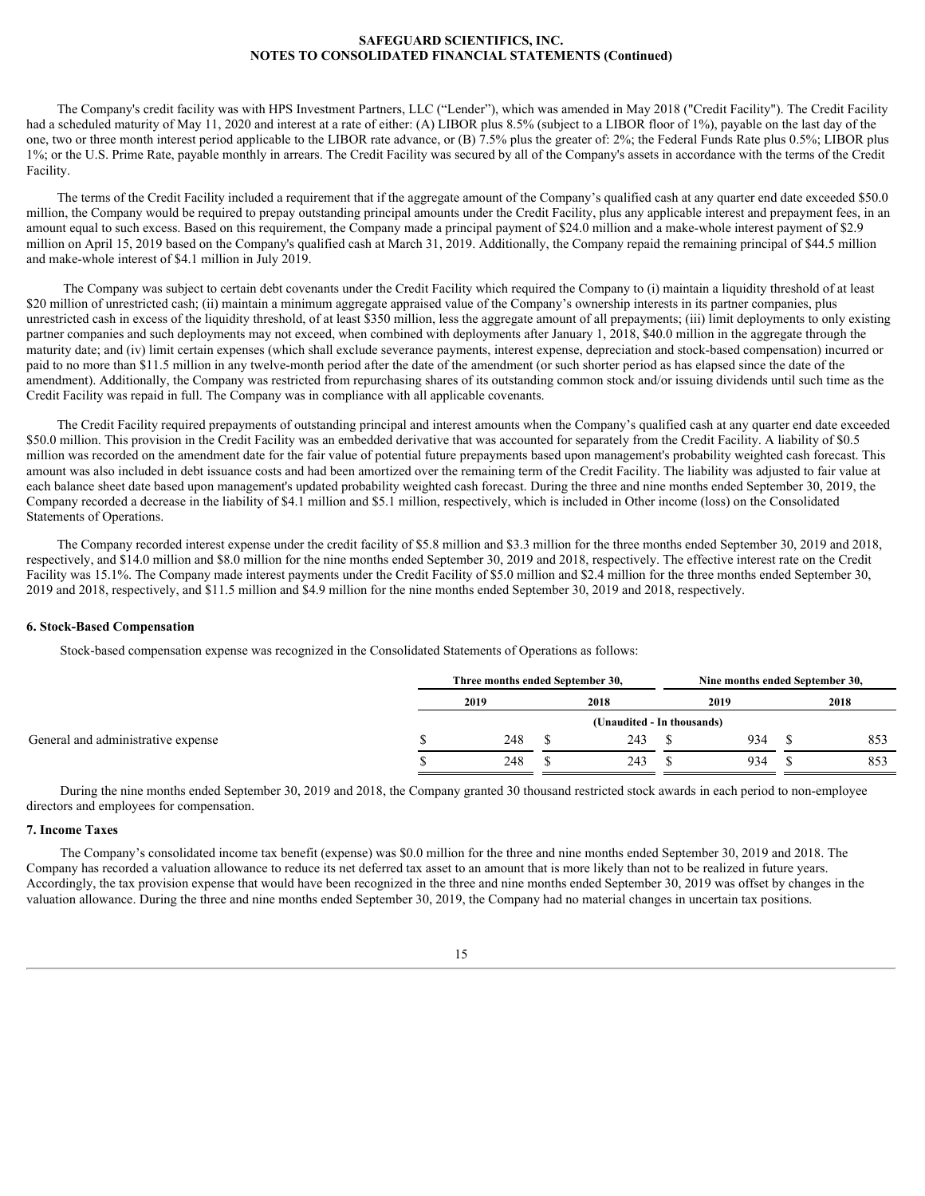The Company's credit facility was with HPS Investment Partners, LLC ("Lender"), which was amended in May 2018 ("Credit Facility"). The Credit Facility had a scheduled maturity of May 11, 2020 and interest at a rate of either: (A) LIBOR plus 8.5% (subject to a LIBOR floor of 1%), payable on the last day of the one, two or three month interest period applicable to the LIBOR rate advance, or (B) 7.5% plus the greater of: 2%; the Federal Funds Rate plus 0.5%; LIBOR plus 1%; or the U.S. Prime Rate, payable monthly in arrears. The Credit Facility was secured by all of the Company's assets in accordance with the terms of the Credit Facility.

The terms of the Credit Facility included a requirement that if the aggregate amount of the Company's qualified cash at any quarter end date exceeded $50.0 million, the Company would be required to prepay outstanding principal amounts under the Credit Facility, plus any applicable interest and prepayment fees, in an amount equal to such excess. Based on this requirement, the Company made a principal payment of $24.0 million and a make-whole interest payment of $2.9 million on April 15, 2019 based on the Company's qualified cash at March 31, 2019. Additionally, the Company repaid the remaining principal of $44.5 million and make-whole interest of $4.1 million in July 2019.

The Company was subject to certain debt covenants under the Credit Facility which required the Company to (i) maintain a liquidity threshold of at least $20 million of unrestricted cash; (ii) maintain a minimum aggregate appraised value of the Company's ownership interests in its partner companies, plus unrestricted cash in excess of the liquidity threshold, of at least $350 million, less the aggregate amount of all prepayments; (iii) limit deployments to only existing partner companies and such deployments may not exceed, when combined with deployments after January 1, 2018, $40.0 million in the aggregate through the maturity date; and (iv) limit certain expenses (which shall exclude severance payments, interest expense, depreciation and stock-based compensation) incurred or paid to no more than $11.5 million in any twelve-month period after the date of the amendment (or such shorter period as has elapsed since the date of the amendment). Additionally, the Company was restricted from repurchasing shares of its outstanding common stock and/or issuing dividends until such time as the Credit Facility was repaid in full. The Company was in compliance with all applicable covenants.

The Credit Facility required prepayments of outstanding principal and interest amounts when the Company's qualified cash at any quarter end date exceeded $50.0 million. This provision in the Credit Facility was an embedded derivative that was accounted for separately from the Credit Facility. A liability of $0.5 million was recorded on the amendment date for the fair value of potential future prepayments based upon management's probability weighted cash forecast. This amount was also included in debt issuance costs and had been amortized over the remaining term of the Credit Facility. The liability was adjusted to fair value at each balance sheet date based upon management's updated probability weighted cash forecast. During the three and nine months ended September 30, 2019, the Company recorded a decrease in the liability of $4.1 million and $5.1 million, respectively, which is included in Other income (loss) on the Consolidated Statements of Operations.

The Company recorded interest expense under the credit facility of $5.8 million and $3.3 million for the three months ended September 30, 2019 and 2018, respectively, and $14.0 million and $8.0 million for the nine months ended September 30, 2019 and 2018, respectively. The effective interest rate on the Credit Facility was 15.1%. The Company made interest payments under the Credit Facility of $5.0 million and $2.4 million for the three months ended September 30, 2019 and 2018, respectively, and $11.5 million and $4.9 million for the nine months ended September 30, 2019 and 2018, respectively.

### 6. Stock-Based Compensation

Stock-based compensation expense was recognized in the Consolidated Statements of Operations as follows:

| | Three months ended September 30, | | Nine months ended September 30, | |
|---|---|---|---|---|
| | 2019 | 2018 | 2019 | 2018 |
| | (Unaudited - In thousands) | | | |
| General and administrative expense | $ 248 | $ 243 | $ 934 | $ 853 |
| | $ 248 | $ 243 | $ 934 | $ 853 |

During the nine months ended September 30, 2019 and 2018, the Company granted 30 thousand restricted stock awards in each period to non-employee directors and employees for compensation.

### 7. Income Taxes

The Company's consolidated income tax benefit (expense) was $0.0 million for the three and nine months ended September 30, 2019 and 2018. The Company has recorded a valuation allowance to reduce its net deferred tax asset to an amount that is more likely than not to be realized in future years. Accordingly, the tax provision expense that would have been recognized in the three and nine months ended September 30, 2019 was offset by changes in the valuation allowance. During the three and nine months ended September 30, 2019, the Company had no material changes in uncertain tax positions.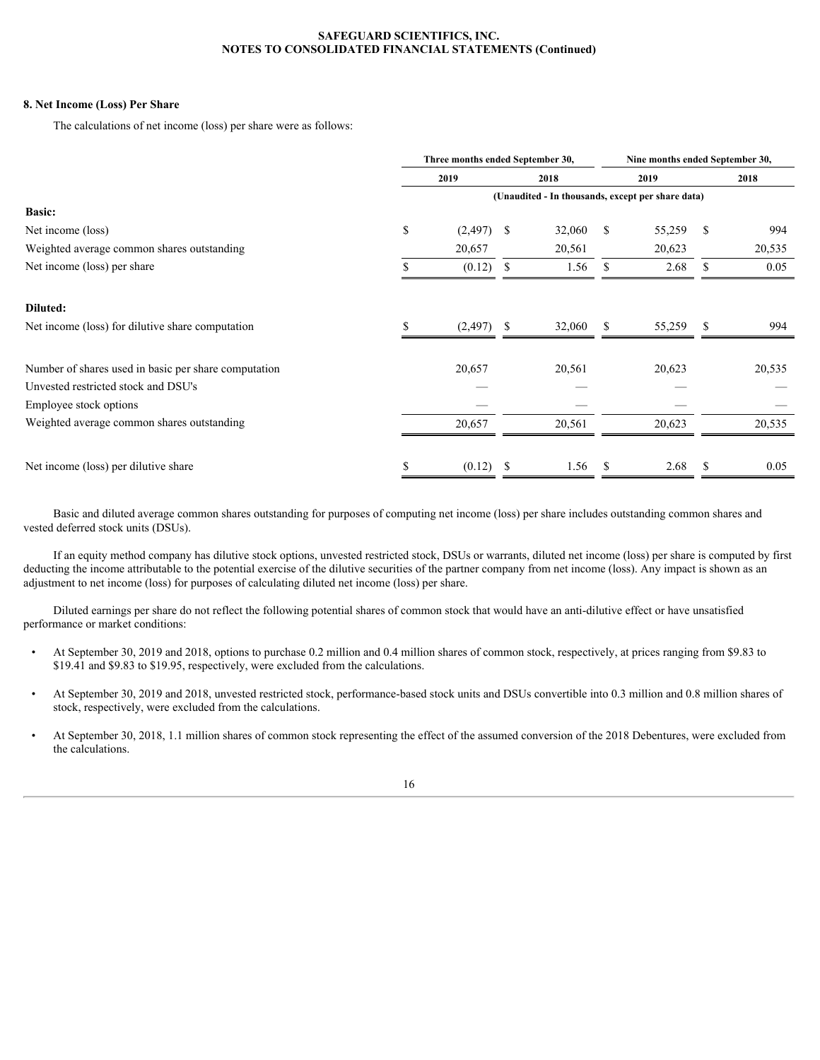### 8. Net Income (Loss) Per Share

The calculations of net income (loss) per share were as follows:

| | Three months ended September 30, | | Nine months ended September 30, | |
|---|---|---|---|---|
| | 2019 | 2018 | 2019 | 2018 |
| | (Unaudited - In thousands, except per share data) | | | |
| **Basic:** | | | | |
| Net income (loss) | $ (2,497) | $ 32,060 | $ 55,259 | $ 994 |
| Weighted average common shares outstanding | 20,657 | 20,561 | 20,623 | 20,535 |
| Net income (loss) per share | $ (0.12) | $ 1.56 | $ 2.68 | $ 0.05 |
| **Diluted:** | | | | |
| Net income (loss) for dilutive share computation | $ (2,497) | $ 32,060 | $ 55,259 | $ 994 |
| Number of shares used in basic per share computation | 20,657 | 20,561 | 20,623 | 20,535 |
| Unvested restricted stock and DSU's | — | — | — | — |
| Employee stock options | — | — | — | — |
| Weighted average common shares outstanding | 20,657 | 20,561 | 20,623 | 20,535 |
| Net income (loss) per dilutive share | $ (0.12) | $ 1.56 | $ 2.68 | $ 0.05 |

Basic and diluted average common shares outstanding for purposes of computing net income (loss) per share includes outstanding common shares and vested deferred stock units (DSUs).

If an equity method company has dilutive stock options, unvested restricted stock, DSUs or warrants, diluted net income (loss) per share is computed by first deducting the income attributable to the potential exercise of the dilutive securities of the partner company from net income (loss). Any impact is shown as an adjustment to net income (loss) for purposes of calculating diluted net income (loss) per share.

Diluted earnings per share do not reflect the following potential shares of common stock that would have an anti-dilutive effect or have unsatisfied performance or market conditions:

- At September 30, 2019 and 2018, options to purchase 0.2 million and 0.4 million shares of common stock, respectively, at prices ranging from $9.83 to $19.41 and $9.83 to $19.95, respectively, were excluded from the calculations.
- At September 30, 2019 and 2018, unvested restricted stock, performance-based stock units and DSUs convertible into 0.3 million and 0.8 million shares of stock, respectively, were excluded from the calculations.
- At September 30, 2018, 1.1 million shares of common stock representing the effect of the assumed conversion of the 2018 Debentures, were excluded from the calculations.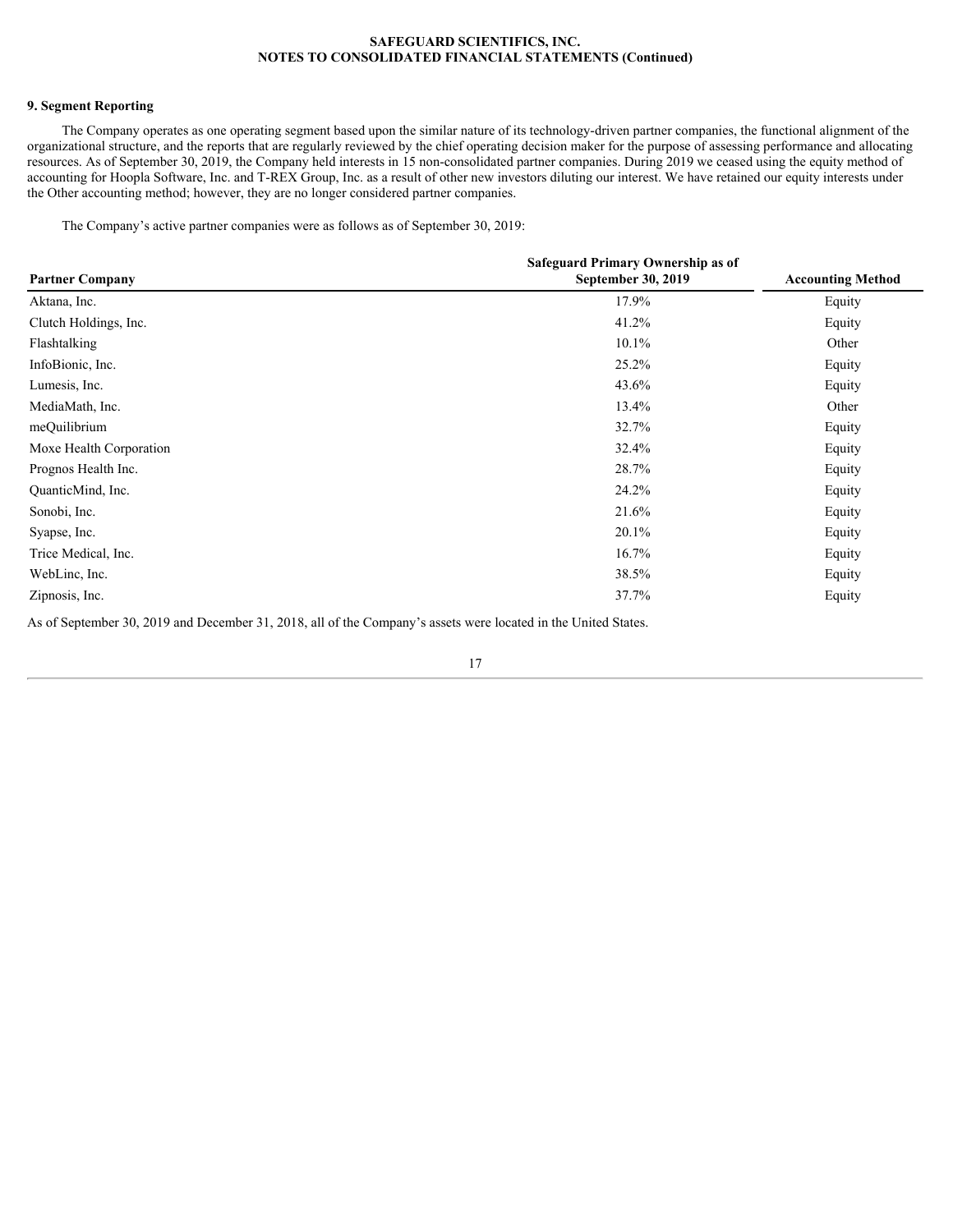## 9. Segment Reporting

The Company operates as one operating segment based upon the similar nature of its technology-driven partner companies, the functional alignment of the organizational structure, and the reports that are regularly reviewed by the chief operating decision maker for the purpose of assessing performance and allocating resources. As of September 30, 2019, the Company held interests in 15 non-consolidated partner companies. During 2019 we ceased using the equity method of accounting for Hoopla Software, Inc. and T-REX Group, Inc. as a result of other new investors diluting our interest. We have retained our equity interests under the Other accounting method; however, they are no longer considered partner companies.

The Company's active partner companies were as follows as of September 30, 2019:

| Partner Company | Safeguard Primary Ownership as of September 30, 2019 | Accounting Method |
|---|---|---|
| Aktana, Inc. | 17.9% | Equity |
| Clutch Holdings, Inc. | 41.2% | Equity |
| Flashtalking | 10.1% | Other |
| InfoBionic, Inc. | 25.2% | Equity |
| Lumesis, Inc. | 43.6% | Equity |
| MediaMath, Inc. | 13.4% | Other |
| meQuilibrium | 32.7% | Equity |
| Moxe Health Corporation | 32.4% | Equity |
| Prognos Health Inc. | 28.7% | Equity |
| QuanticMind, Inc. | 24.2% | Equity |
| Sonobi, Inc. | 21.6% | Equity |
| Syapse, Inc. | 20.1% | Equity |
| Trice Medical, Inc. | 16.7% | Equity |
| WebLinc, Inc. | 38.5% | Equity |
| Zipnosis, Inc. | 37.7% | Equity |

As of September 30, 2019 and December 31, 2018, all of the Company's assets were located in the United States.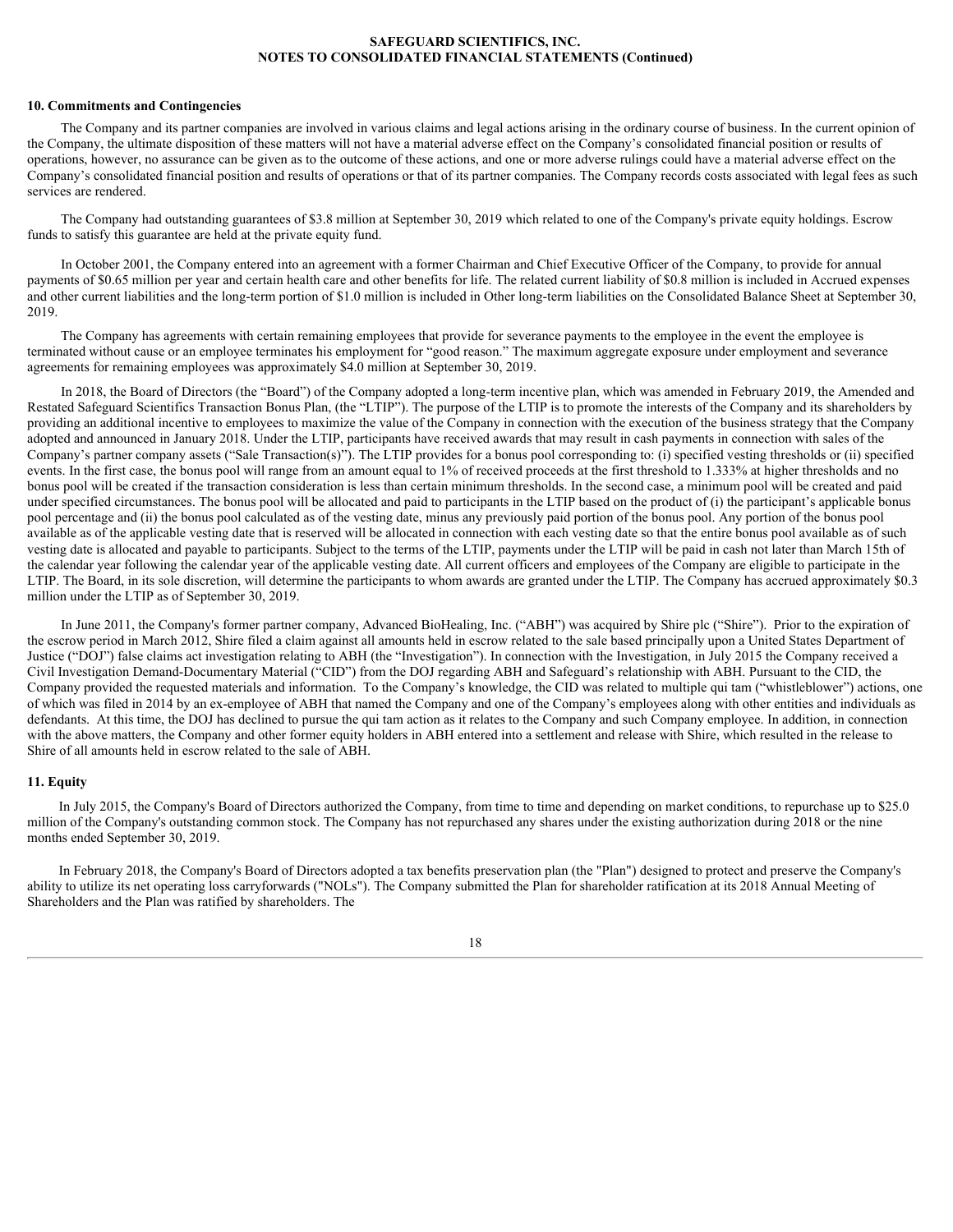## 10. Commitments and Contingencies

The Company and its partner companies are involved in various claims and legal actions arising in the ordinary course of business. In the current opinion of the Company, the ultimate disposition of these matters will not have a material adverse effect on the Company's consolidated financial position or results of operations, however, no assurance can be given as to the outcome of these actions, and one or more adverse rulings could have a material adverse effect on the Company's consolidated financial position and results of operations or that of its partner companies. The Company records costs associated with legal fees as such services are rendered.

The Company had outstanding guarantees of $3.8 million at September 30, 2019 which related to one of the Company's private equity holdings. Escrow funds to satisfy this guarantee are held at the private equity fund.

In October 2001, the Company entered into an agreement with a former Chairman and Chief Executive Officer of the Company, to provide for annual payments of $0.65 million per year and certain health care and other benefits for life. The related current liability of $0.8 million is included in Accrued expenses and other current liabilities and the long-term portion of $1.0 million is included in Other long-term liabilities on the Consolidated Balance Sheet at September 30, 2019.

The Company has agreements with certain remaining employees that provide for severance payments to the employee in the event the employee is terminated without cause or an employee terminates his employment for "good reason." The maximum aggregate exposure under employment and severance agreements for remaining employees was approximately $4.0 million at September 30, 2019.

In 2018, the Board of Directors (the "Board") of the Company adopted a long-term incentive plan, which was amended in February 2019, the Amended and Restated Safeguard Scientifics Transaction Bonus Plan, (the "LTIP"). The purpose of the LTIP is to promote the interests of the Company and its shareholders by providing an additional incentive to employees to maximize the value of the Company in connection with the execution of the business strategy that the Company adopted and announced in January 2018. Under the LTIP, participants have received awards that may result in cash payments in connection with sales of the Company's partner company assets ("Sale Transaction(s)"). The LTIP provides for a bonus pool corresponding to: (i) specified vesting thresholds or (ii) specified events. In the first case, the bonus pool will range from an amount equal to 1% of received proceeds at the first threshold to 1.333% at higher thresholds and no bonus pool will be created if the transaction consideration is less than certain minimum thresholds. In the second case, a minimum pool will be created and paid under specified circumstances. The bonus pool will be allocated and paid to participants in the LTIP based on the product of (i) the participant's applicable bonus pool percentage and (ii) the bonus pool calculated as of the vesting date, minus any previously paid portion of the bonus pool. Any portion of the bonus pool available as of the applicable vesting date that is reserved will be allocated in connection with each vesting date so that the entire bonus pool available as of such vesting date is allocated and payable to participants. Subject to the terms of the LTIP, payments under the LTIP will be paid in cash not later than March 15th of the calendar year following the calendar year of the applicable vesting date. All current officers and employees of the Company are eligible to participate in the LTIP. The Board, in its sole discretion, will determine the participants to whom awards are granted under the LTIP. The Company has accrued approximately $0.3 million under the LTIP as of September 30, 2019.

In June 2011, the Company's former partner company, Advanced BioHealing, Inc. ("ABH") was acquired by Shire plc ("Shire"). Prior to the expiration of the escrow period in March 2012, Shire filed a claim against all amounts held in escrow related to the sale based principally upon a United States Department of Justice ("DOJ") false claims act investigation relating to ABH (the "Investigation"). In connection with the Investigation, in July 2015 the Company received a Civil Investigation Demand-Documentary Material ("CID") from the DOJ regarding ABH and Safeguard's relationship with ABH. Pursuant to the CID, the Company provided the requested materials and information. To the Company's knowledge, the CID was related to multiple qui tam ("whistleblower") actions, one of which was filed in 2014 by an ex-employee of ABH that named the Company and one of the Company's employees along with other entities and individuals as defendants. At this time, the DOJ has declined to pursue the qui tam action as it relates to the Company and such Company employee. In addition, in connection with the above matters, the Company and other former equity holders in ABH entered into a settlement and release with Shire, which resulted in the release to Shire of all amounts held in escrow related to the sale of ABH.

## 11. Equity

In July 2015, the Company's Board of Directors authorized the Company, from time to time and depending on market conditions, to repurchase up to $25.0 million of the Company's outstanding common stock. The Company has not repurchased any shares under the existing authorization during 2018 or the nine months ended September 30, 2019.

In February 2018, the Company's Board of Directors adopted a tax benefits preservation plan (the "Plan") designed to protect and preserve the Company's ability to utilize its net operating loss carryforwards ("NOLs"). The Company submitted the Plan for shareholder ratification at its 2018 Annual Meeting of Shareholders and the Plan was ratified by shareholders. The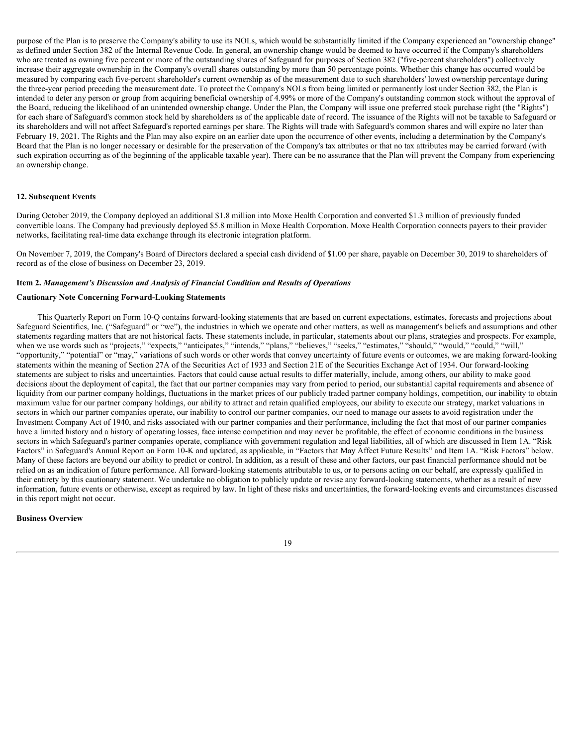purpose of the Plan is to preserve the Company's ability to use its NOLs, which would be substantially limited if the Company experienced an "ownership change" as defined under Section 382 of the Internal Revenue Code. In general, an ownership change would be deemed to have occurred if the Company's shareholders who are treated as owning five percent or more of the outstanding shares of Safeguard for purposes of Section 382 ("five-percent shareholders") collectively increase their aggregate ownership in the Company's overall shares outstanding by more than 50 percentage points. Whether this change has occurred would be measured by comparing each five-percent shareholder's current ownership as of the measurement date to such shareholders' lowest ownership percentage during the three-year period preceding the measurement date. To protect the Company's NOLs from being limited or permanently lost under Section 382, the Plan is intended to deter any person or group from acquiring beneficial ownership of 4.99% or more of the Company's outstanding common stock without the approval of the Board, reducing the likelihood of an unintended ownership change. Under the Plan, the Company will issue one preferred stock purchase right (the "Rights") for each share of Safeguard's common stock held by shareholders as of the applicable date of record. The issuance of the Rights will not be taxable to Safeguard or its shareholders and will not affect Safeguard's reported earnings per share. The Rights will trade with Safeguard's common shares and will expire no later than February 19, 2021. The Rights and the Plan may also expire on an earlier date upon the occurrence of other events, including a determination by the Company's Board that the Plan is no longer necessary or desirable for the preservation of the Company's tax attributes or that no tax attributes may be carried forward (with such expiration occurring as of the beginning of the applicable taxable year). There can be no assurance that the Plan will prevent the Company from experiencing an ownership change.

## 12. Subsequent Events

During October 2019, the Company deployed an additional $1.8 million into Moxe Health Corporation and converted $1.3 million of previously funded convertible loans. The Company had previously deployed $5.8 million in Moxe Health Corporation. Moxe Health Corporation connects payers to their provider networks, facilitating real-time data exchange through its electronic integration platform.

On November 7, 2019, the Company's Board of Directors declared a special cash dividend of $1.00 per share, payable on December 30, 2019 to shareholders of record as of the close of business on December 23, 2019.

## Item 2. *Management's Discussion and Analysis of Financial Condition and Results of Operations*

### Cautionary Note Concerning Forward-Looking Statements

This Quarterly Report on Form 10-Q contains forward-looking statements that are based on current expectations, estimates, forecasts and projections about Safeguard Scientifics, Inc. ("Safeguard" or "we"), the industries in which we operate and other matters, as well as management's beliefs and assumptions and other statements regarding matters that are not historical facts. These statements include, in particular, statements about our plans, strategies and prospects. For example, when we use words such as "projects," "expects," "anticipates," "intends," "plans," "believes," "seeks," "estimates," "should," "would," "could," "will," "opportunity," "potential" or "may," variations of such words or other words that convey uncertainty of future events or outcomes, we are making forward-looking statements within the meaning of Section 27A of the Securities Act of 1933 and Section 21E of the Securities Exchange Act of 1934. Our forward-looking statements are subject to risks and uncertainties. Factors that could cause actual results to differ materially, include, among others, our ability to make good decisions about the deployment of capital, the fact that our partner companies may vary from period to period, our substantial capital requirements and absence of liquidity from our partner company holdings, fluctuations in the market prices of our publicly traded partner company holdings, competition, our inability to obtain maximum value for our partner company holdings, our ability to attract and retain qualified employees, our ability to execute our strategy, market valuations in sectors in which our partner companies operate, our inability to control our partner companies, our need to manage our assets to avoid registration under the Investment Company Act of 1940, and risks associated with our partner companies and their performance, including the fact that most of our partner companies have a limited history and a history of operating losses, face intense competition and may never be profitable, the effect of economic conditions in the business sectors in which Safeguard's partner companies operate, compliance with government regulation and legal liabilities, all of which are discussed in Item 1A. "Risk Factors" in Safeguard's Annual Report on Form 10-K and updated, as applicable, in "Factors that May Affect Future Results" and Item 1A. "Risk Factors" below. Many of these factors are beyond our ability to predict or control. In addition, as a result of these and other factors, our past financial performance should not be relied on as an indication of future performance. All forward-looking statements attributable to us, or to persons acting on our behalf, are expressly qualified in their entirety by this cautionary statement. We undertake no obligation to publicly update or revise any forward-looking statements, whether as a result of new information, future events or otherwise, except as required by law. In light of these risks and uncertainties, the forward-looking events and circumstances discussed in this report might not occur.

### Business Overview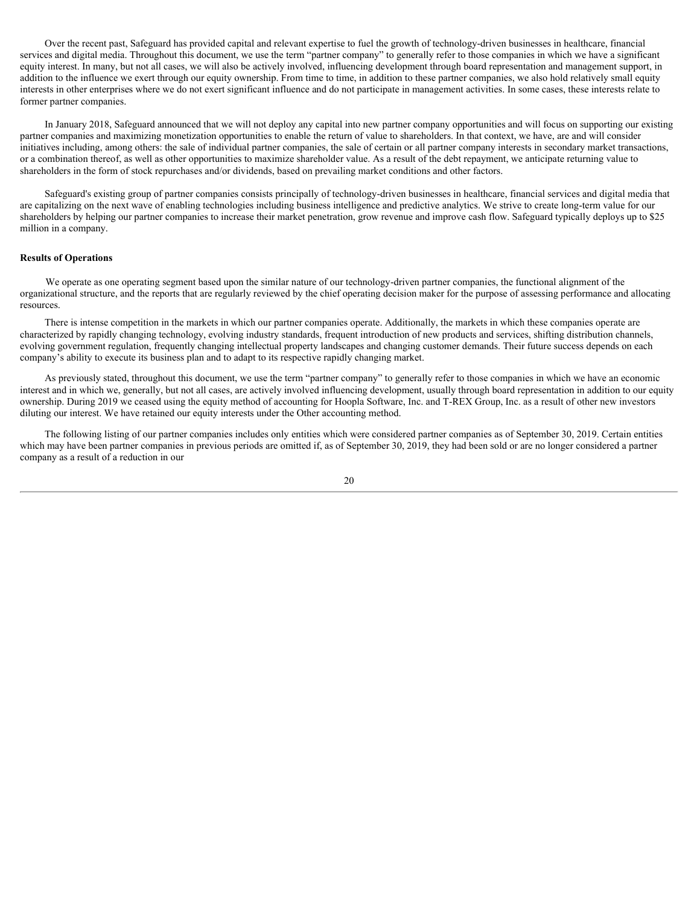Over the recent past, Safeguard has provided capital and relevant expertise to fuel the growth of technology-driven businesses in healthcare, financial services and digital media. Throughout this document, we use the term "partner company" to generally refer to those companies in which we have a significant equity interest. In many, but not all cases, we will also be actively involved, influencing development through board representation and management support, in addition to the influence we exert through our equity ownership. From time to time, in addition to these partner companies, we also hold relatively small equity interests in other enterprises where we do not exert significant influence and do not participate in management activities. In some cases, these interests relate to former partner companies.

In January 2018, Safeguard announced that we will not deploy any capital into new partner company opportunities and will focus on supporting our existing partner companies and maximizing monetization opportunities to enable the return of value to shareholders. In that context, we have, are and will consider initiatives including, among others: the sale of individual partner companies, the sale of certain or all partner company interests in secondary market transactions, or a combination thereof, as well as other opportunities to maximize shareholder value. As a result of the debt repayment, we anticipate returning value to shareholders in the form of stock repurchases and/or dividends, based on prevailing market conditions and other factors.

Safeguard's existing group of partner companies consists principally of technology-driven businesses in healthcare, financial services and digital media that are capitalizing on the next wave of enabling technologies including business intelligence and predictive analytics. We strive to create long-term value for our shareholders by helping our partner companies to increase their market penetration, grow revenue and improve cash flow. Safeguard typically deploys up to $25 million in a company.

**Results of Operations**

We operate as one operating segment based upon the similar nature of our technology-driven partner companies, the functional alignment of the organizational structure, and the reports that are regularly reviewed by the chief operating decision maker for the purpose of assessing performance and allocating resources.

There is intense competition in the markets in which our partner companies operate. Additionally, the markets in which these companies operate are characterized by rapidly changing technology, evolving industry standards, frequent introduction of new products and services, shifting distribution channels, evolving government regulation, frequently changing intellectual property landscapes and changing customer demands. Their future success depends on each company's ability to execute its business plan and to adapt to its respective rapidly changing market.

As previously stated, throughout this document, we use the term "partner company" to generally refer to those companies in which we have an economic interest and in which we, generally, but not all cases, are actively involved influencing development, usually through board representation in addition to our equity ownership. During 2019 we ceased using the equity method of accounting for Hoopla Software, Inc. and T-REX Group, Inc. as a result of other new investors diluting our interest. We have retained our equity interests under the Other accounting method.

The following listing of our partner companies includes only entities which were considered partner companies as of September 30, 2019. Certain entities which may have been partner companies in previous periods are omitted if, as of September 30, 2019, they had been sold or are no longer considered a partner company as a result of a reduction in our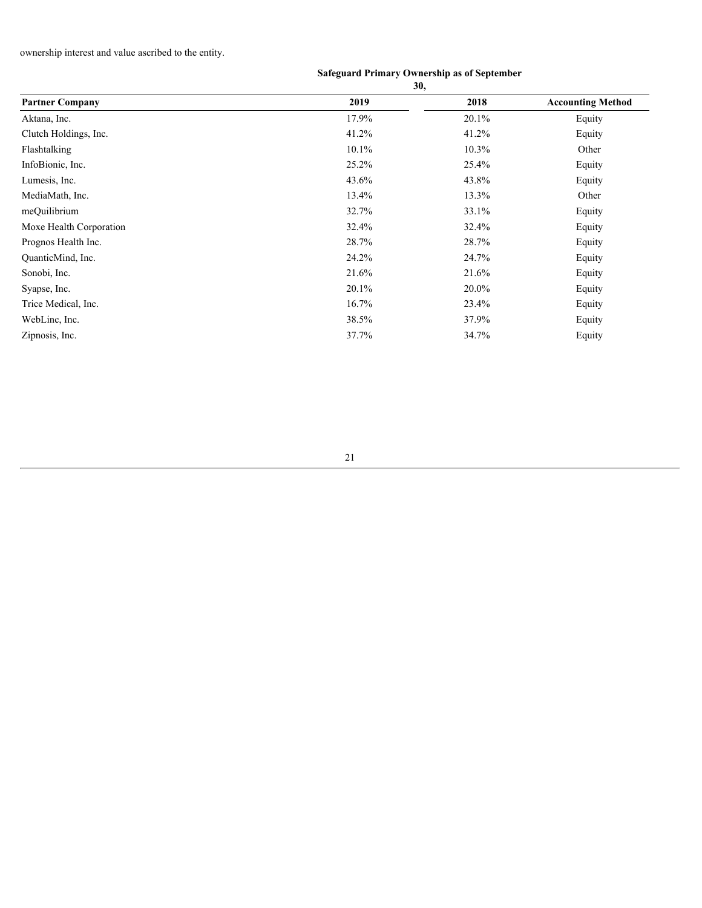ownership interest and value ascribed to the entity.

| | Safeguard Primary Ownership as of September 30, | | |
|---|---|---|---|
| **Partner Company** | **2019** | **2018** | **Accounting Method** |
| Aktana, Inc. | 17.9% | 20.1% | Equity |
| Clutch Holdings, Inc. | 41.2% | 41.2% | Equity |
| Flashtalking | 10.1% | 10.3% | Other |
| InfoBionic, Inc. | 25.2% | 25.4% | Equity |
| Lumesis, Inc. | 43.6% | 43.8% | Equity |
| MediaMath, Inc. | 13.4% | 13.3% | Other |
| meQuilibrium | 32.7% | 33.1% | Equity |
| Moxe Health Corporation | 32.4% | 32.4% | Equity |
| Prognos Health Inc. | 28.7% | 28.7% | Equity |
| QuanticMind, Inc. | 24.2% | 24.7% | Equity |
| Sonobi, Inc. | 21.6% | 21.6% | Equity |
| Syapse, Inc. | 20.1% | 20.0% | Equity |
| Trice Medical, Inc. | 16.7% | 23.4% | Equity |
| WebLinc, Inc. | 38.5% | 37.9% | Equity |
| Zipnosis, Inc. | 37.7% | 34.7% | Equity |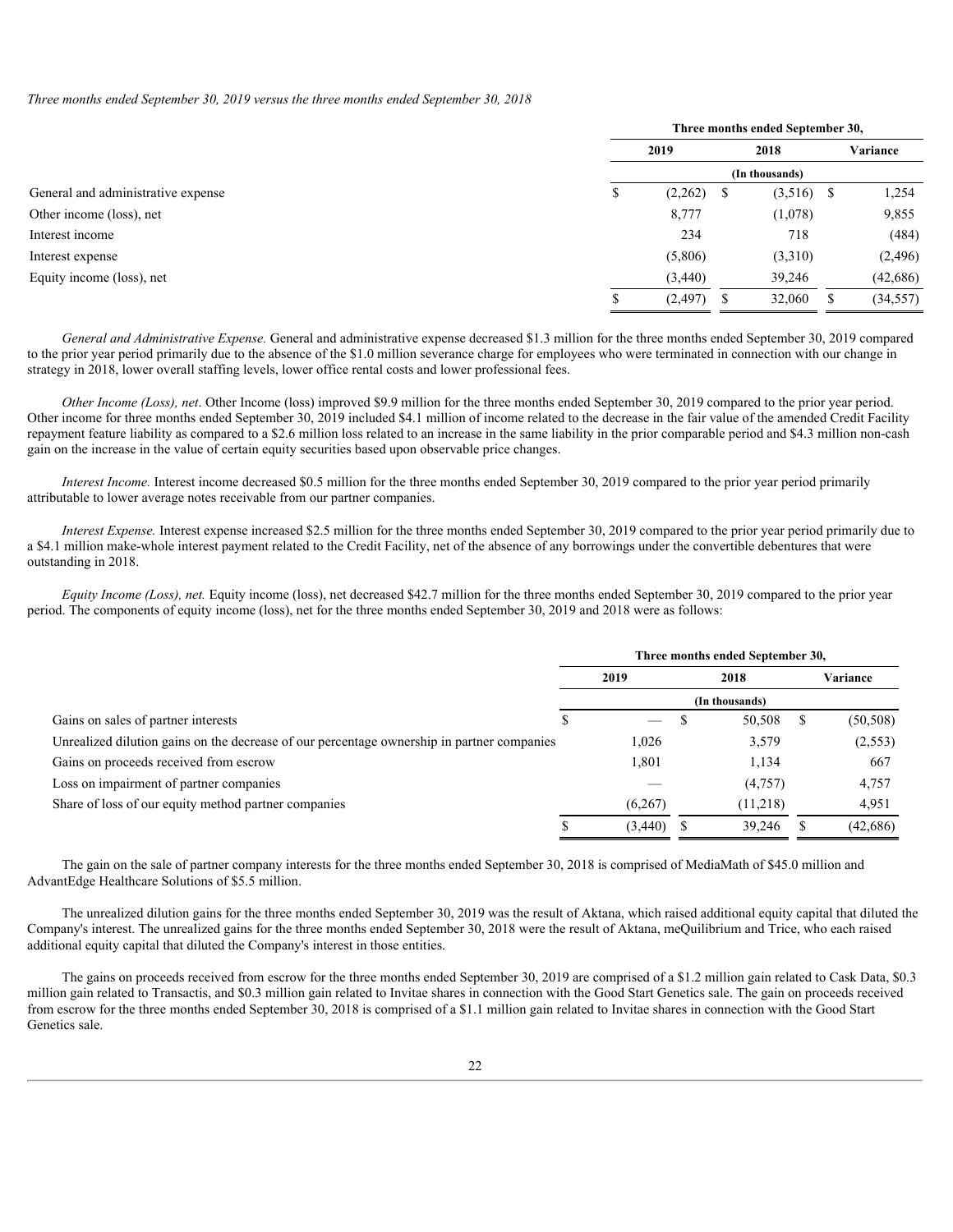*Three months ended September 30, 2019 versus the three months ended September 30, 2018*

| | Three months ended September 30, | | |
|---|---|---|---|
| | 2019 | 2018 | Variance |
| | (In thousands) | | |
| General and administrative expense | $ (2,262) | $ (3,516) | $ 1,254 |
| Other income (loss), net | 8,777 | (1,078) | 9,855 |
| Interest income | 234 | 718 | (484) |
| Interest expense | (5,806) | (3,310) | (2,496) |
| Equity income (loss), net | (3,440) | 39,246 | (42,686) |
| | $ (2,497) | $ 32,060 | $ (34,557) |

*General and Administrative Expense.* General and administrative expense decreased $1.3 million for the three months ended September 30, 2019 compared to the prior year period primarily due to the absence of the $1.0 million severance charge for employees who were terminated in connection with our change in strategy in 2018, lower overall staffing levels, lower office rental costs and lower professional fees.

*Other Income (Loss), net*. Other Income (loss) improved $9.9 million for the three months ended September 30, 2019 compared to the prior year period. Other income for three months ended September 30, 2019 included $4.1 million of income related to the decrease in the fair value of the amended Credit Facility repayment feature liability as compared to a $2.6 million loss related to an increase in the same liability in the prior comparable period and $4.3 million non-cash gain on the increase in the value of certain equity securities based upon observable price changes.

*Interest Income.* Interest income decreased $0.5 million for the three months ended September 30, 2019 compared to the prior year period primarily attributable to lower average notes receivable from our partner companies.

*Interest Expense.* Interest expense increased $2.5 million for the three months ended September 30, 2019 compared to the prior year period primarily due to a $4.1 million make-whole interest payment related to the Credit Facility, net of the absence of any borrowings under the convertible debentures that were outstanding in 2018.

*Equity Income (Loss), net.* Equity income (loss), net decreased $42.7 million for the three months ended September 30, 2019 compared to the prior year period. The components of equity income (loss), net for the three months ended September 30, 2019 and 2018 were as follows:

| | Three months ended September 30, | | |
|---|---|---|---|
| | 2019 | 2018 | Variance |
| | (In thousands) | | |
| Gains on sales of partner interests | $ — | $ 50,508 | $ (50,508) |
| Unrealized dilution gains on the decrease of our percentage ownership in partner companies | 1,026 | 3,579 | (2,553) |
| Gains on proceeds received from escrow | 1,801 | 1,134 | 667 |
| Loss on impairment of partner companies | — | (4,757) | 4,757 |
| Share of loss of our equity method partner companies | (6,267) | (11,218) | 4,951 |
| | $ (3,440) | $ 39,246 | $ (42,686) |

The gain on the sale of partner company interests for the three months ended September 30, 2018 is comprised of MediaMath of $45.0 million and AdvantEdge Healthcare Solutions of $5.5 million.

The unrealized dilution gains for the three months ended September 30, 2019 was the result of Aktana, which raised additional equity capital that diluted the Company's interest. The unrealized gains for the three months ended September 30, 2018 were the result of Aktana, meQuilibrium and Trice, who each raised additional equity capital that diluted the Company's interest in those entities.

The gains on proceeds received from escrow for the three months ended September 30, 2019 are comprised of a $1.2 million gain related to Cask Data, $0.3 million gain related to Transactis, and $0.3 million gain related to Invitae shares in connection with the Good Start Genetics sale. The gain on proceeds received from escrow for the three months ended September 30, 2018 is comprised of a $1.1 million gain related to Invitae shares in connection with the Good Start Genetics sale.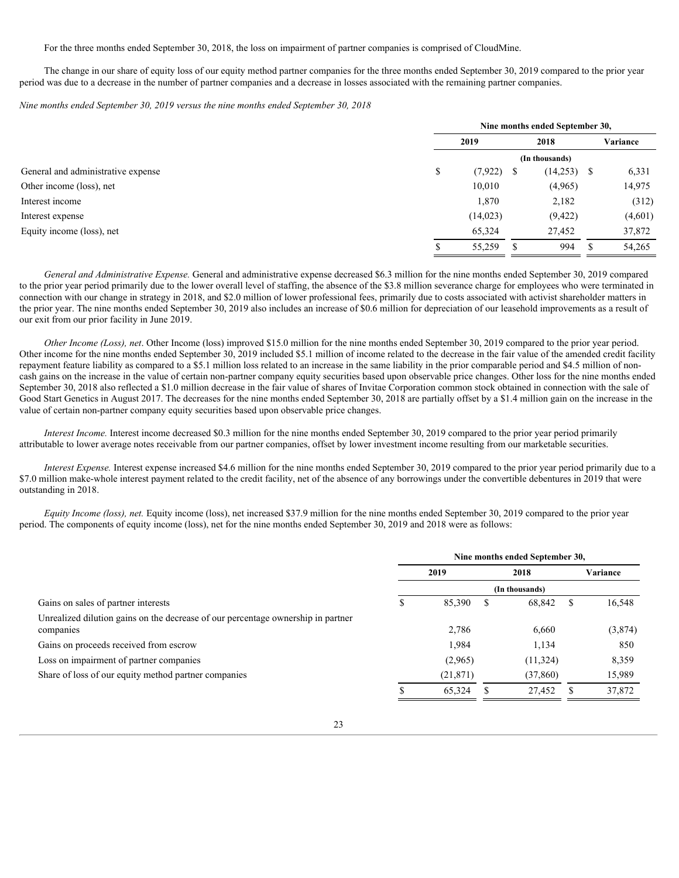For the three months ended September 30, 2018, the loss on impairment of partner companies is comprised of CloudMine.

The change in our share of equity loss of our equity method partner companies for the three months ended September 30, 2019 compared to the prior year period was due to a decrease in the number of partner companies and a decrease in losses associated with the remaining partner companies.

*Nine months ended September 30, 2019 versus the nine months ended September 30, 2018*

| | Nine months ended September 30, | | |
|---|---|---|---|
| | 2019 | 2018 | Variance |
| | (In thousands) | | |
| General and administrative expense | $ (7,922) | $ (14,253) | $ 6,331 |
| Other income (loss), net | 10,010 | (4,965) | 14,975 |
| Interest income | 1,870 | 2,182 | (312) |
| Interest expense | (14,023) | (9,422) | (4,601) |
| Equity income (loss), net | 65,324 | 27,452 | 37,872 |
| | $ 55,259 | $ 994 | $ 54,265 |

*General and Administrative Expense.* General and administrative expense decreased $6.3 million for the nine months ended September 30, 2019 compared to the prior year period primarily due to the lower overall level of staffing, the absence of the $3.8 million severance charge for employees who were terminated in connection with our change in strategy in 2018, and $2.0 million of lower professional fees, primarily due to costs associated with activist shareholder matters in the prior year. The nine months ended September 30, 2019 also includes an increase of $0.6 million for depreciation of our leasehold improvements as a result of our exit from our prior facility in June 2019.

*Other Income (Loss), net*. Other Income (loss) improved $15.0 million for the nine months ended September 30, 2019 compared to the prior year period. Other income for the nine months ended September 30, 2019 included $5.1 million of income related to the decrease in the fair value of the amended credit facility repayment feature liability as compared to a $5.1 million loss related to an increase in the same liability in the prior comparable period and $4.5 million of non-cash gains on the increase in the value of certain non-partner company equity securities based upon observable price changes. Other loss for the nine months ended September 30, 2018 also reflected a $1.0 million decrease in the fair value of shares of Invitae Corporation common stock obtained in connection with the sale of Good Start Genetics in August 2017. The decreases for the nine months ended September 30, 2018 are partially offset by a $1.4 million gain on the increase in the value of certain non-partner company equity securities based upon observable price changes.

*Interest Income.* Interest income decreased $0.3 million for the nine months ended September 30, 2019 compared to the prior year period primarily attributable to lower average notes receivable from our partner companies, offset by lower investment income resulting from our marketable securities.

*Interest Expense.* Interest expense increased $4.6 million for the nine months ended September 30, 2019 compared to the prior year period primarily due to a $7.0 million make-whole interest payment related to the credit facility, net of the absence of any borrowings under the convertible debentures in 2019 that were outstanding in 2018.

*Equity Income (loss), net.* Equity income (loss), net increased $37.9 million for the nine months ended September 30, 2019 compared to the prior year period. The components of equity income (loss), net for the nine months ended September 30, 2019 and 2018 were as follows:

| | Nine months ended September 30, | | |
|---|---|---|---|
| | 2019 | 2018 | Variance |
| | (In thousands) | | |
| Gains on sales of partner interests | $ 85,390 | $ 68,842 | $ 16,548 |
| Unrealized dilution gains on the decrease of our percentage ownership in partner companies | 2,786 | 6,660 | (3,874) |
| Gains on proceeds received from escrow | 1,984 | 1,134 | 850 |
| Loss on impairment of partner companies | (2,965) | (11,324) | 8,359 |
| Share of loss of our equity method partner companies | (21,871) | (37,860) | 15,989 |
| | $ 65,324 | $ 27,452 | $ 37,872 |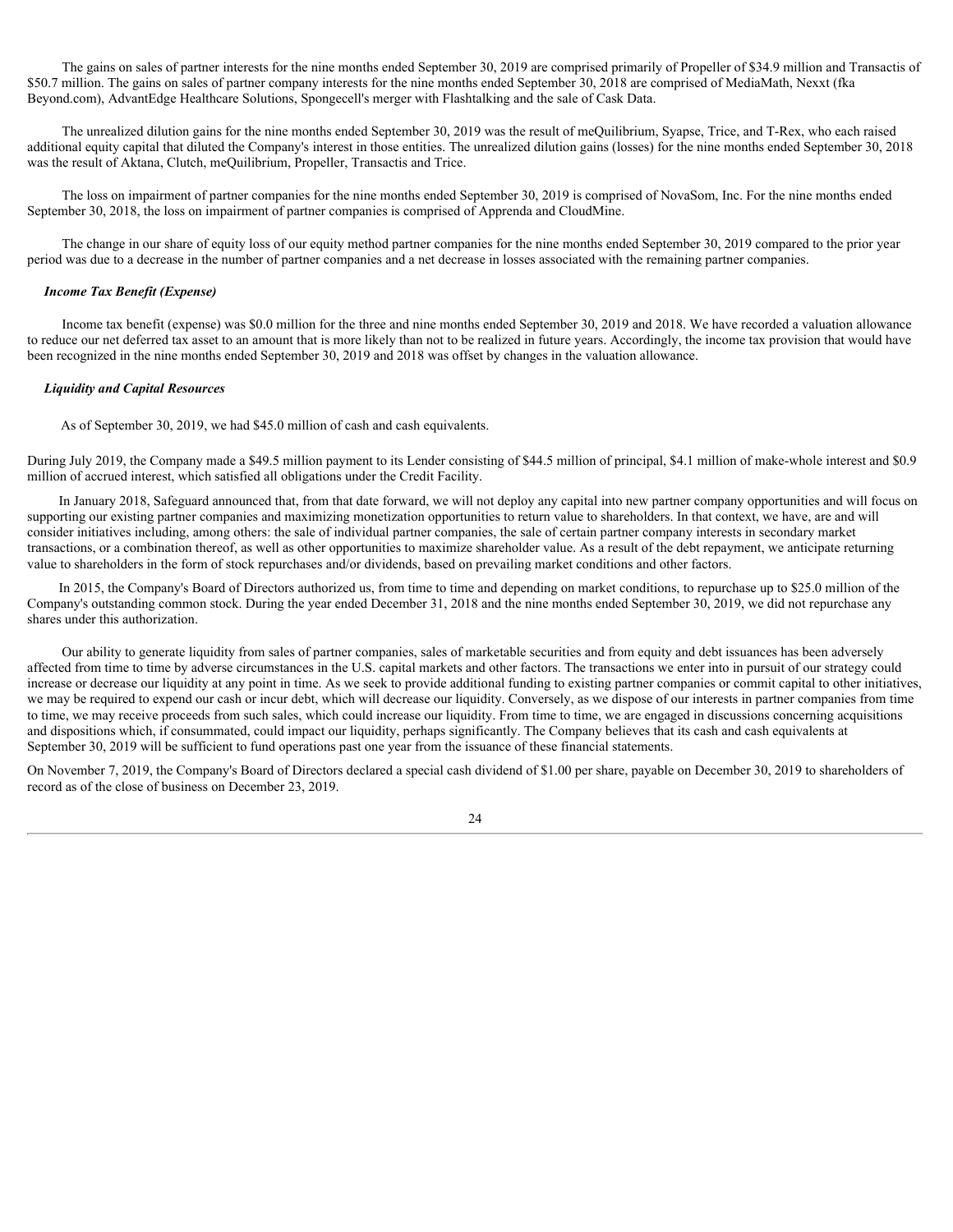The gains on sales of partner interests for the nine months ended September 30, 2019 are comprised primarily of Propeller of $34.9 million and Transactis of $50.7 million. The gains on sales of partner company interests for the nine months ended September 30, 2018 are comprised of MediaMath, Nexxt (fka Beyond.com), AdvantEdge Healthcare Solutions, Spongecell's merger with Flashtalking and the sale of Cask Data.

The unrealized dilution gains for the nine months ended September 30, 2019 was the result of meQuilibrium, Syapse, Trice, and T-Rex, who each raised additional equity capital that diluted the Company's interest in those entities. The unrealized dilution gains (losses) for the nine months ended September 30, 2018 was the result of Aktana, Clutch, meQuilibrium, Propeller, Transactis and Trice.

The loss on impairment of partner companies for the nine months ended September 30, 2019 is comprised of NovaSom, Inc. For the nine months ended September 30, 2018, the loss on impairment of partner companies is comprised of Apprenda and CloudMine.

The change in our share of equity loss of our equity method partner companies for the nine months ended September 30, 2019 compared to the prior year period was due to a decrease in the number of partner companies and a net decrease in losses associated with the remaining partner companies.

***Income Tax Benefit (Expense)***

Income tax benefit (expense) was $0.0 million for the three and nine months ended September 30, 2019 and 2018. We have recorded a valuation allowance to reduce our net deferred tax asset to an amount that is more likely than not to be realized in future years. Accordingly, the income tax provision that would have been recognized in the nine months ended September 30, 2019 and 2018 was offset by changes in the valuation allowance.

***Liquidity and Capital Resources***

As of September 30, 2019, we had $45.0 million of cash and cash equivalents.

During July 2019, the Company made a $49.5 million payment to its Lender consisting of $44.5 million of principal, $4.1 million of make-whole interest and $0.9 million of accrued interest, which satisfied all obligations under the Credit Facility.

In January 2018, Safeguard announced that, from that date forward, we will not deploy any capital into new partner company opportunities and will focus on supporting our existing partner companies and maximizing monetization opportunities to return value to shareholders. In that context, we have, are and will consider initiatives including, among others: the sale of individual partner companies, the sale of certain partner company interests in secondary market transactions, or a combination thereof, as well as other opportunities to maximize shareholder value. As a result of the debt repayment, we anticipate returning value to shareholders in the form of stock repurchases and/or dividends, based on prevailing market conditions and other factors.

In 2015, the Company's Board of Directors authorized us, from time to time and depending on market conditions, to repurchase up to $25.0 million of the Company's outstanding common stock. During the year ended December 31, 2018 and the nine months ended September 30, 2019, we did not repurchase any shares under this authorization.

Our ability to generate liquidity from sales of partner companies, sales of marketable securities and from equity and debt issuances has been adversely affected from time to time by adverse circumstances in the U.S. capital markets and other factors. The transactions we enter into in pursuit of our strategy could increase or decrease our liquidity at any point in time. As we seek to provide additional funding to existing partner companies or commit capital to other initiatives, we may be required to expend our cash or incur debt, which will decrease our liquidity. Conversely, as we dispose of our interests in partner companies from time to time, we may receive proceeds from such sales, which could increase our liquidity. From time to time, we are engaged in discussions concerning acquisitions and dispositions which, if consummated, could impact our liquidity, perhaps significantly. The Company believes that its cash and cash equivalents at September 30, 2019 will be sufficient to fund operations past one year from the issuance of these financial statements.

On November 7, 2019, the Company's Board of Directors declared a special cash dividend of $1.00 per share, payable on December 30, 2019 to shareholders of record as of the close of business on December 23, 2019.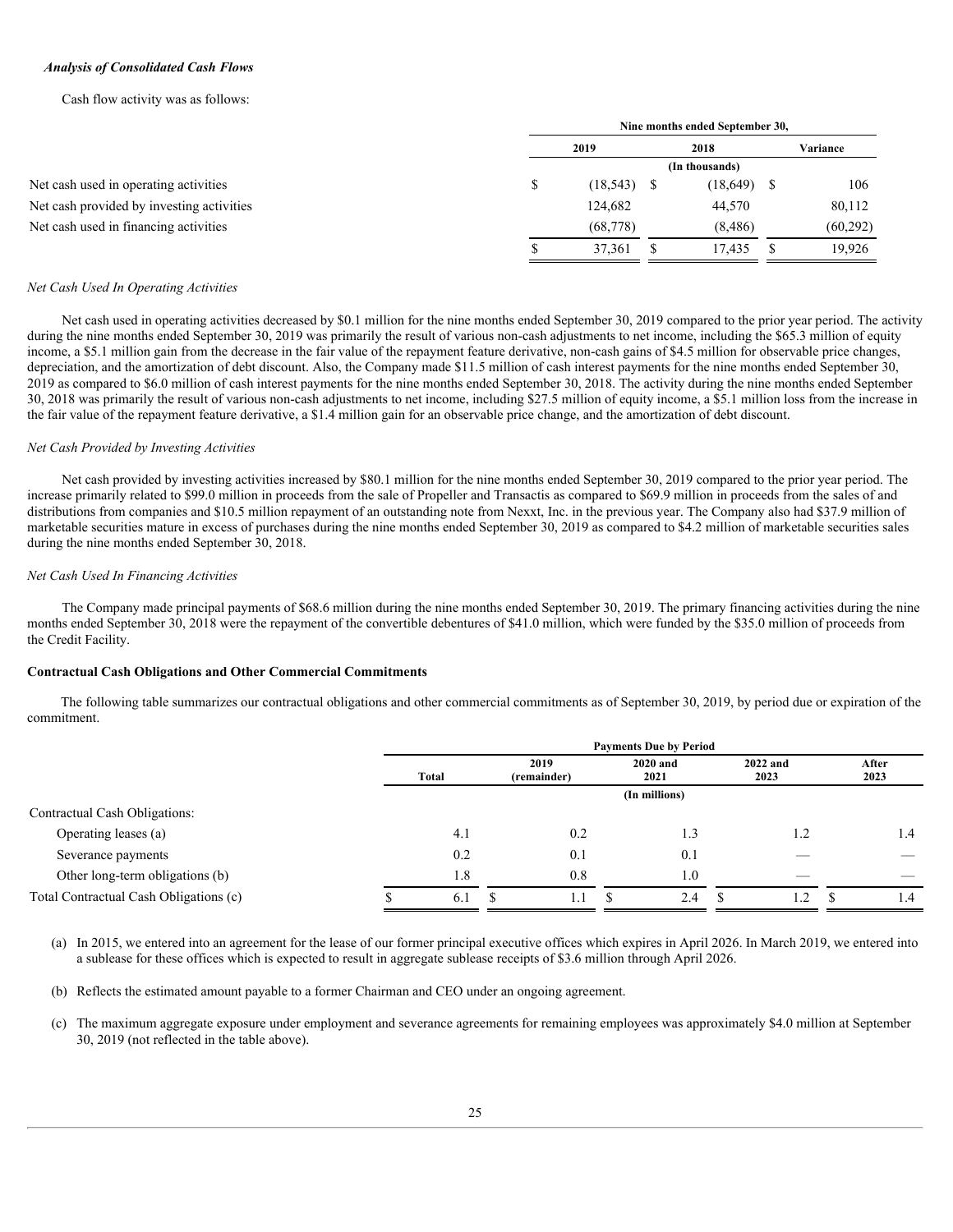### *Analysis of Consolidated Cash Flows*

Cash flow activity was as follows:

| | Nine months ended September 30, | | |
|---|---|---|---|
| | 2019 | 2018 | Variance |
| | (In thousands) | | |
| Net cash used in operating activities | $ (18,543) | $ (18,649) | $ 106 |
| Net cash provided by investing activities | 124,682 | 44,570 | 80,112 |
| Net cash used in financing activities | (68,778) | (8,486) | (60,292) |
| | $ 37,361 | $ 17,435 | $ 19,926 |

*Net Cash Used In Operating Activities*

Net cash used in operating activities decreased by $0.1 million for the nine months ended September 30, 2019 compared to the prior year period. The activity during the nine months ended September 30, 2019 was primarily the result of various non-cash adjustments to net income, including the $65.3 million of equity income, a $5.1 million gain from the decrease in the fair value of the repayment feature derivative, non-cash gains of $4.5 million for observable price changes, depreciation, and the amortization of debt discount. Also, the Company made $11.5 million of cash interest payments for the nine months ended September 30, 2019 as compared to $6.0 million of cash interest payments for the nine months ended September 30, 2018. The activity during the nine months ended September 30, 2018 was primarily the result of various non-cash adjustments to net income, including $27.5 million of equity income, a $5.1 million loss from the increase in the fair value of the repayment feature derivative, a $1.4 million gain for an observable price change, and the amortization of debt discount.

*Net Cash Provided by Investing Activities*

Net cash provided by investing activities increased by $80.1 million for the nine months ended September 30, 2019 compared to the prior year period. The increase primarily related to $99.0 million in proceeds from the sale of Propeller and Transactis as compared to $69.9 million in proceeds from the sales of and distributions from companies and $10.5 million repayment of an outstanding note from Nexxt, Inc. in the previous year. The Company also had $37.9 million of marketable securities mature in excess of purchases during the nine months ended September 30, 2019 as compared to $4.2 million of marketable securities sales during the nine months ended September 30, 2018.

*Net Cash Used In Financing Activities*

The Company made principal payments of $68.6 million during the nine months ended September 30, 2019. The primary financing activities during the nine months ended September 30, 2018 were the repayment of the convertible debentures of $41.0 million, which were funded by the $35.0 million of proceeds from the Credit Facility.

**Contractual Cash Obligations and Other Commercial Commitments**

The following table summarizes our contractual obligations and other commercial commitments as of September 30, 2019, by period due or expiration of the commitment.

| | Payments Due by Period | | | | |
|---|---|---|---|---|---|
| | Total | 2019 (remainder) | 2020 and 2021 | 2022 and 2023 | After 2023 |
| | (In millions) | | | | |
| Contractual Cash Obligations: | | | | | |
| Operating leases (a) | 4.1 | 0.2 | 1.3 | 1.2 | 1.4 |
| Severance payments | 0.2 | 0.1 | 0.1 | — | — |
| Other long-term obligations (b) | 1.8 | 0.8 | 1.0 | — | — |
| Total Contractual Cash Obligations (c) | $ 6.1 | $ 1.1 | $ 2.4 | $ 1.2 | $ 1.4 |

(a) In 2015, we entered into an agreement for the lease of our former principal executive offices which expires in April 2026. In March 2019, we entered into a sublease for these offices which is expected to result in aggregate sublease receipts of $3.6 million through April 2026.

(b) Reflects the estimated amount payable to a former Chairman and CEO under an ongoing agreement.

(c) The maximum aggregate exposure under employment and severance agreements for remaining employees was approximately $4.0 million at September 30, 2019 (not reflected in the table above).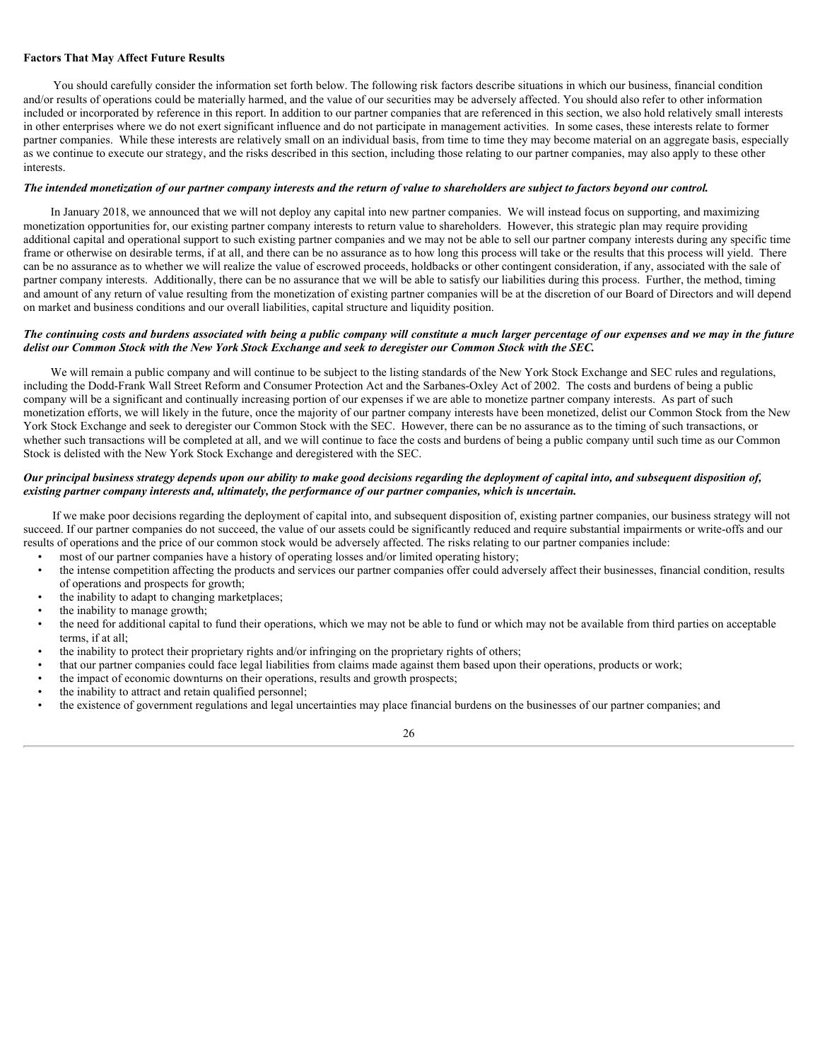**Factors That May Affect Future Results**

You should carefully consider the information set forth below. The following risk factors describe situations in which our business, financial condition and/or results of operations could be materially harmed, and the value of our securities may be adversely affected. You should also refer to other information included or incorporated by reference in this report. In addition to our partner companies that are referenced in this section, we also hold relatively small interests in other enterprises where we do not exert significant influence and do not participate in management activities. In some cases, these interests relate to former partner companies. While these interests are relatively small on an individual basis, from time to time they may become material on an aggregate basis, especially as we continue to execute our strategy, and the risks described in this section, including those relating to our partner companies, may also apply to these other interests.

***The intended monetization of our partner company interests and the return of value to shareholders are subject to factors beyond our control.***

In January 2018, we announced that we will not deploy any capital into new partner companies. We will instead focus on supporting, and maximizing monetization opportunities for, our existing partner company interests to return value to shareholders. However, this strategic plan may require providing additional capital and operational support to such existing partner companies and we may not be able to sell our partner company interests during any specific time frame or otherwise on desirable terms, if at all, and there can be no assurance as to how long this process will take or the results that this process will yield. There can be no assurance as to whether we will realize the value of escrowed proceeds, holdbacks or other contingent consideration, if any, associated with the sale of partner company interests. Additionally, there can be no assurance that we will be able to satisfy our liabilities during this process. Further, the method, timing and amount of any return of value resulting from the monetization of existing partner companies will be at the discretion of our Board of Directors and will depend on market and business conditions and our overall liabilities, capital structure and liquidity position.

***The continuing costs and burdens associated with being a public company will constitute a much larger percentage of our expenses and we may in the future delist our Common Stock with the New York Stock Exchange and seek to deregister our Common Stock with the SEC.***

We will remain a public company and will continue to be subject to the listing standards of the New York Stock Exchange and SEC rules and regulations, including the Dodd-Frank Wall Street Reform and Consumer Protection Act and the Sarbanes-Oxley Act of 2002. The costs and burdens of being a public company will be a significant and continually increasing portion of our expenses if we are able to monetize partner company interests. As part of such monetization efforts, we will likely in the future, once the majority of our partner company interests have been monetized, delist our Common Stock from the New York Stock Exchange and seek to deregister our Common Stock with the SEC. However, there can be no assurance as to the timing of such transactions, or whether such transactions will be completed at all, and we will continue to face the costs and burdens of being a public company until such time as our Common Stock is delisted with the New York Stock Exchange and deregistered with the SEC.

***Our principal business strategy depends upon our ability to make good decisions regarding the deployment of capital into, and subsequent disposition of, existing partner company interests and, ultimately, the performance of our partner companies, which is uncertain.***

If we make poor decisions regarding the deployment of capital into, and subsequent disposition of, existing partner companies, our business strategy will not succeed. If our partner companies do not succeed, the value of our assets could be significantly reduced and require substantial impairments or write-offs and our results of operations and the price of our common stock would be adversely affected. The risks relating to our partner companies include:

- most of our partner companies have a history of operating losses and/or limited operating history;
- the intense competition affecting the products and services our partner companies offer could adversely affect their businesses, financial condition, results of operations and prospects for growth;
- the inability to adapt to changing marketplaces;
- the inability to manage growth;
- the need for additional capital to fund their operations, which we may not be able to fund or which may not be available from third parties on acceptable terms, if at all;
- the inability to protect their proprietary rights and/or infringing on the proprietary rights of others;
- that our partner companies could face legal liabilities from claims made against them based upon their operations, products or work;
- the impact of economic downturns on their operations, results and growth prospects;
- the inability to attract and retain qualified personnel;
- the existence of government regulations and legal uncertainties may place financial burdens on the businesses of our partner companies; and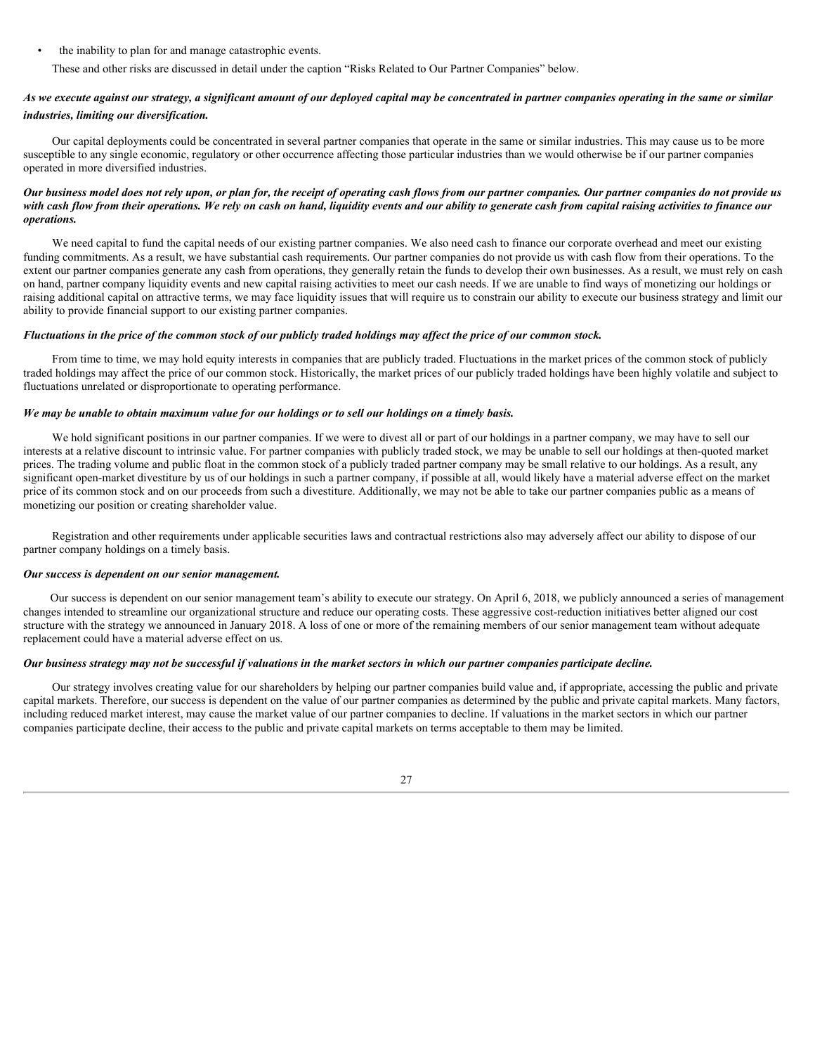- the inability to plan for and manage catastrophic events.

These and other risks are discussed in detail under the caption "Risks Related to Our Partner Companies" below.

***As we execute against our strategy, a significant amount of our deployed capital may be concentrated in partner companies operating in the same or similar industries, limiting our diversification.***

Our capital deployments could be concentrated in several partner companies that operate in the same or similar industries. This may cause us to be more susceptible to any single economic, regulatory or other occurrence affecting those particular industries than we would otherwise be if our partner companies operated in more diversified industries.

***Our business model does not rely upon, or plan for, the receipt of operating cash flows from our partner companies. Our partner companies do not provide us with cash flow from their operations. We rely on cash on hand, liquidity events and our ability to generate cash from capital raising activities to finance our operations.***

We need capital to fund the capital needs of our existing partner companies. We also need cash to finance our corporate overhead and meet our existing funding commitments. As a result, we have substantial cash requirements. Our partner companies do not provide us with cash flow from their operations. To the extent our partner companies generate any cash from operations, they generally retain the funds to develop their own businesses. As a result, we must rely on cash on hand, partner company liquidity events and new capital raising activities to meet our cash needs. If we are unable to find ways of monetizing our holdings or raising additional capital on attractive terms, we may face liquidity issues that will require us to constrain our ability to execute our business strategy and limit our ability to provide financial support to our existing partner companies.

***Fluctuations in the price of the common stock of our publicly traded holdings may affect the price of our common stock.***

From time to time, we may hold equity interests in companies that are publicly traded. Fluctuations in the market prices of the common stock of publicly traded holdings may affect the price of our common stock. Historically, the market prices of our publicly traded holdings have been highly volatile and subject to fluctuations unrelated or disproportionate to operating performance.

***We may be unable to obtain maximum value for our holdings or to sell our holdings on a timely basis.***

We hold significant positions in our partner companies. If we were to divest all or part of our holdings in a partner company, we may have to sell our interests at a relative discount to intrinsic value. For partner companies with publicly traded stock, we may be unable to sell our holdings at then-quoted market prices. The trading volume and public float in the common stock of a publicly traded partner company may be small relative to our holdings. As a result, any significant open-market divestiture by us of our holdings in such a partner company, if possible at all, would likely have a material adverse effect on the market price of its common stock and on our proceeds from such a divestiture. Additionally, we may not be able to take our partner companies public as a means of monetizing our position or creating shareholder value.

Registration and other requirements under applicable securities laws and contractual restrictions also may adversely affect our ability to dispose of our partner company holdings on a timely basis.

***Our success is dependent on our senior management.***

Our success is dependent on our senior management team's ability to execute our strategy. On April 6, 2018, we publicly announced a series of management changes intended to streamline our organizational structure and reduce our operating costs. These aggressive cost-reduction initiatives better aligned our cost structure with the strategy we announced in January 2018. A loss of one or more of the remaining members of our senior management team without adequate replacement could have a material adverse effect on us.

***Our business strategy may not be successful if valuations in the market sectors in which our partner companies participate decline.***

Our strategy involves creating value for our shareholders by helping our partner companies build value and, if appropriate, accessing the public and private capital markets. Therefore, our success is dependent on the value of our partner companies as determined by the public and private capital markets. Many factors, including reduced market interest, may cause the market value of our partner companies to decline. If valuations in the market sectors in which our partner companies participate decline, their access to the public and private capital markets on terms acceptable to them may be limited.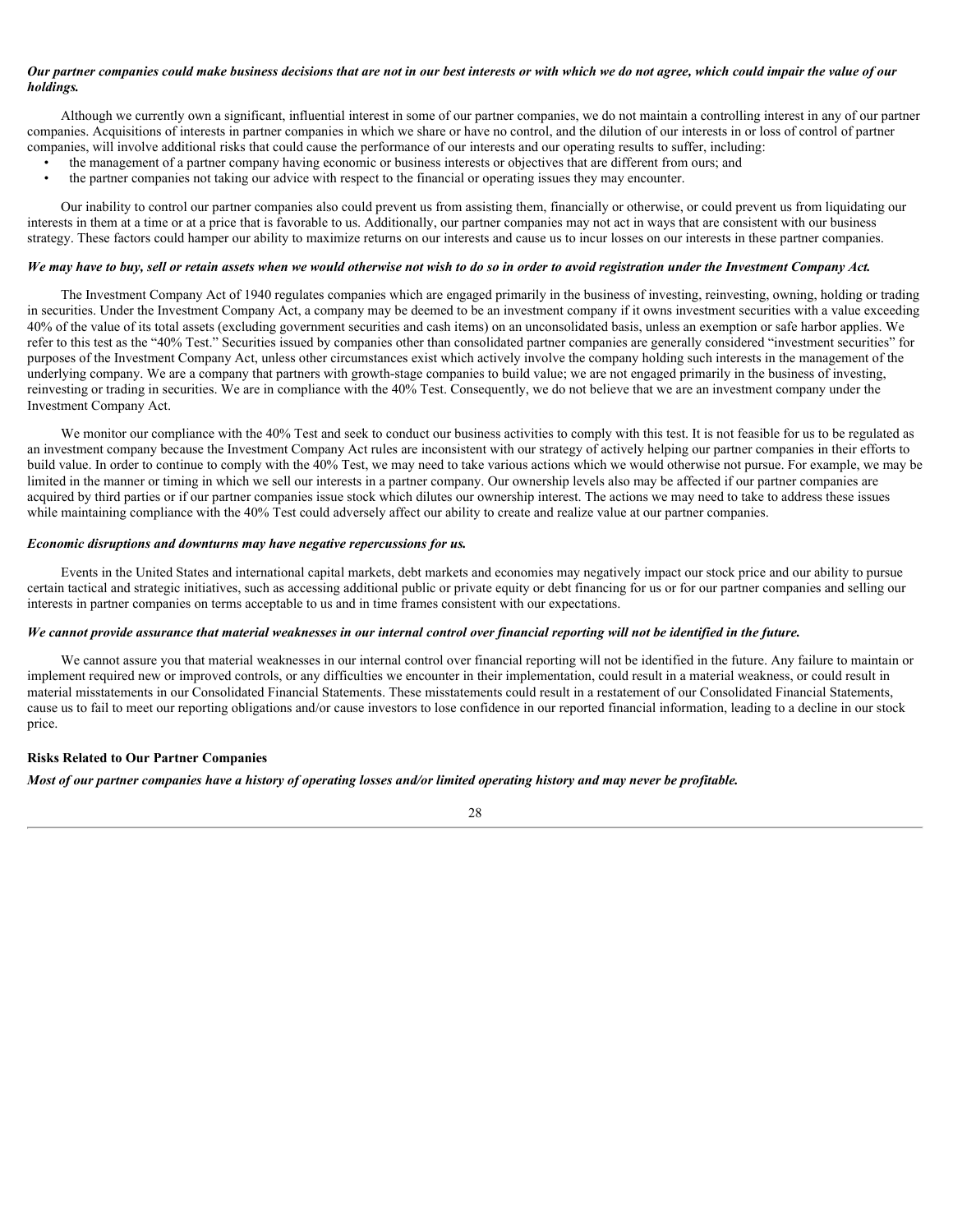***Our partner companies could make business decisions that are not in our best interests or with which we do not agree, which could impair the value of our holdings.***

Although we currently own a significant, influential interest in some of our partner companies, we do not maintain a controlling interest in any of our partner companies. Acquisitions of interests in partner companies in which we share or have no control, and the dilution of our interests in or loss of control of partner companies, will involve additional risks that could cause the performance of our interests and our operating results to suffer, including:

- the management of a partner company having economic or business interests or objectives that are different from ours; and
- the partner companies not taking our advice with respect to the financial or operating issues they may encounter.

Our inability to control our partner companies also could prevent us from assisting them, financially or otherwise, or could prevent us from liquidating our interests in them at a time or at a price that is favorable to us. Additionally, our partner companies may not act in ways that are consistent with our business strategy. These factors could hamper our ability to maximize returns on our interests and cause us to incur losses on our interests in these partner companies.

***We may have to buy, sell or retain assets when we would otherwise not wish to do so in order to avoid registration under the Investment Company Act.***

The Investment Company Act of 1940 regulates companies which are engaged primarily in the business of investing, reinvesting, owning, holding or trading in securities. Under the Investment Company Act, a company may be deemed to be an investment company if it owns investment securities with a value exceeding 40% of the value of its total assets (excluding government securities and cash items) on an unconsolidated basis, unless an exemption or safe harbor applies. We refer to this test as the "40% Test." Securities issued by companies other than consolidated partner companies are generally considered "investment securities" for purposes of the Investment Company Act, unless other circumstances exist which actively involve the company holding such interests in the management of the underlying company. We are a company that partners with growth-stage companies to build value; we are not engaged primarily in the business of investing, reinvesting or trading in securities. We are in compliance with the 40% Test. Consequently, we do not believe that we are an investment company under the Investment Company Act.

We monitor our compliance with the 40% Test and seek to conduct our business activities to comply with this test. It is not feasible for us to be regulated as an investment company because the Investment Company Act rules are inconsistent with our strategy of actively helping our partner companies in their efforts to build value. In order to continue to comply with the 40% Test, we may need to take various actions which we would otherwise not pursue. For example, we may be limited in the manner or timing in which we sell our interests in a partner company. Our ownership levels also may be affected if our partner companies are acquired by third parties or if our partner companies issue stock which dilutes our ownership interest. The actions we may need to take to address these issues while maintaining compliance with the 40% Test could adversely affect our ability to create and realize value at our partner companies.

***Economic disruptions and downturns may have negative repercussions for us.***

Events in the United States and international capital markets, debt markets and economies may negatively impact our stock price and our ability to pursue certain tactical and strategic initiatives, such as accessing additional public or private equity or debt financing for us or for our partner companies and selling our interests in partner companies on terms acceptable to us and in time frames consistent with our expectations.

***We cannot provide assurance that material weaknesses in our internal control over financial reporting will not be identified in the future.***

We cannot assure you that material weaknesses in our internal control over financial reporting will not be identified in the future. Any failure to maintain or implement required new or improved controls, or any difficulties we encounter in their implementation, could result in a material weakness, or could result in material misstatements in our Consolidated Financial Statements. These misstatements could result in a restatement of our Consolidated Financial Statements, cause us to fail to meet our reporting obligations and/or cause investors to lose confidence in our reported financial information, leading to a decline in our stock price.

**Risks Related to Our Partner Companies**

***Most of our partner companies have a history of operating losses and/or limited operating history and may never be profitable.***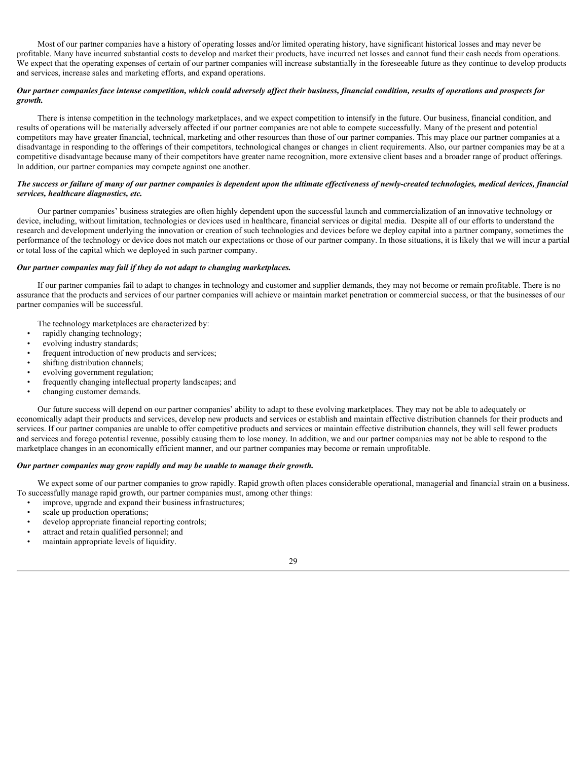Most of our partner companies have a history of operating losses and/or limited operating history, have significant historical losses and may never be profitable. Many have incurred substantial costs to develop and market their products, have incurred net losses and cannot fund their cash needs from operations. We expect that the operating expenses of certain of our partner companies will increase substantially in the foreseeable future as they continue to develop products and services, increase sales and marketing efforts, and expand operations.

***Our partner companies face intense competition, which could adversely affect their business, financial condition, results of operations and prospects for growth.***

There is intense competition in the technology marketplaces, and we expect competition to intensify in the future. Our business, financial condition, and results of operations will be materially adversely affected if our partner companies are not able to compete successfully. Many of the present and potential competitors may have greater financial, technical, marketing and other resources than those of our partner companies. This may place our partner companies at a disadvantage in responding to the offerings of their competitors, technological changes or changes in client requirements. Also, our partner companies may be at a competitive disadvantage because many of their competitors have greater name recognition, more extensive client bases and a broader range of product offerings. In addition, our partner companies may compete against one another.

***The success or failure of many of our partner companies is dependent upon the ultimate effectiveness of newly-created technologies, medical devices, financial services, healthcare diagnostics, etc.***

Our partner companies' business strategies are often highly dependent upon the successful launch and commercialization of an innovative technology or device, including, without limitation, technologies or devices used in healthcare, financial services or digital media. Despite all of our efforts to understand the research and development underlying the innovation or creation of such technologies and devices before we deploy capital into a partner company, sometimes the performance of the technology or device does not match our expectations or those of our partner company. In those situations, it is likely that we will incur a partial or total loss of the capital which we deployed in such partner company.

***Our partner companies may fail if they do not adapt to changing marketplaces.***

If our partner companies fail to adapt to changes in technology and customer and supplier demands, they may not become or remain profitable. There is no assurance that the products and services of our partner companies will achieve or maintain market penetration or commercial success, or that the businesses of our partner companies will be successful.

The technology marketplaces are characterized by:

- rapidly changing technology;
- evolving industry standards;
- frequent introduction of new products and services;
- shifting distribution channels;
- evolving government regulation;
- frequently changing intellectual property landscapes; and
- changing customer demands.

Our future success will depend on our partner companies' ability to adapt to these evolving marketplaces. They may not be able to adequately or economically adapt their products and services, develop new products and services or establish and maintain effective distribution channels for their products and services. If our partner companies are unable to offer competitive products and services or maintain effective distribution channels, they will sell fewer products and services and forego potential revenue, possibly causing them to lose money. In addition, we and our partner companies may not be able to respond to the marketplace changes in an economically efficient manner, and our partner companies may become or remain unprofitable.

***Our partner companies may grow rapidly and may be unable to manage their growth.***

We expect some of our partner companies to grow rapidly. Rapid growth often places considerable operational, managerial and financial strain on a business. To successfully manage rapid growth, our partner companies must, among other things:

- improve, upgrade and expand their business infrastructures;
- scale up production operations;
- develop appropriate financial reporting controls;
- attract and retain qualified personnel; and
- maintain appropriate levels of liquidity.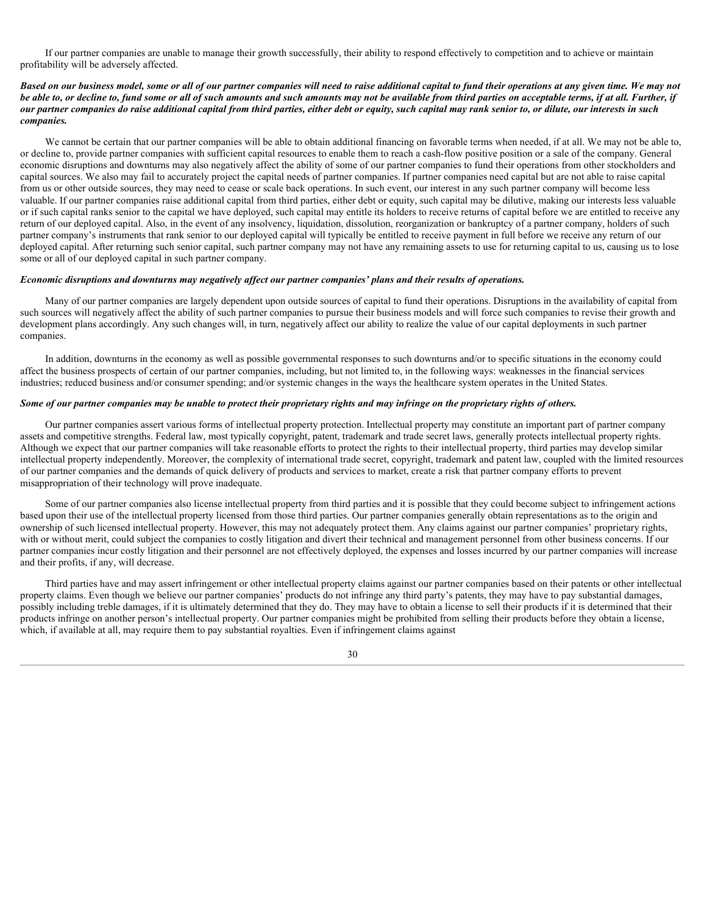If our partner companies are unable to manage their growth successfully, their ability to respond effectively to competition and to achieve or maintain profitability will be adversely affected.

***Based on our business model, some or all of our partner companies will need to raise additional capital to fund their operations at any given time. We may not be able to, or decline to, fund some or all of such amounts and such amounts may not be available from third parties on acceptable terms, if at all. Further, if our partner companies do raise additional capital from third parties, either debt or equity, such capital may rank senior to, or dilute, our interests in such companies.***

We cannot be certain that our partner companies will be able to obtain additional financing on favorable terms when needed, if at all. We may not be able to, or decline to, provide partner companies with sufficient capital resources to enable them to reach a cash-flow positive position or a sale of the company. General economic disruptions and downturns may also negatively affect the ability of some of our partner companies to fund their operations from other stockholders and capital sources. We also may fail to accurately project the capital needs of partner companies. If partner companies need capital but are not able to raise capital from us or other outside sources, they may need to cease or scale back operations. In such event, our interest in any such partner company will become less valuable. If our partner companies raise additional capital from third parties, either debt or equity, such capital may be dilutive, making our interests less valuable or if such capital ranks senior to the capital we have deployed, such capital may entitle its holders to receive returns of capital before we are entitled to receive any return of our deployed capital. Also, in the event of any insolvency, liquidation, dissolution, reorganization or bankruptcy of a partner company, holders of such partner company's instruments that rank senior to our deployed capital will typically be entitled to receive payment in full before we receive any return of our deployed capital. After returning such senior capital, such partner company may not have any remaining assets to use for returning capital to us, causing us to lose some or all of our deployed capital in such partner company.

***Economic disruptions and downturns may negatively affect our partner companies' plans and their results of operations.***

Many of our partner companies are largely dependent upon outside sources of capital to fund their operations. Disruptions in the availability of capital from such sources will negatively affect the ability of such partner companies to pursue their business models and will force such companies to revise their growth and development plans accordingly. Any such changes will, in turn, negatively affect our ability to realize the value of our capital deployments in such partner companies.

In addition, downturns in the economy as well as possible governmental responses to such downturns and/or to specific situations in the economy could affect the business prospects of certain of our partner companies, including, but not limited to, in the following ways: weaknesses in the financial services industries; reduced business and/or consumer spending; and/or systemic changes in the ways the healthcare system operates in the United States.

***Some of our partner companies may be unable to protect their proprietary rights and may infringe on the proprietary rights of others.***

Our partner companies assert various forms of intellectual property protection. Intellectual property may constitute an important part of partner company assets and competitive strengths. Federal law, most typically copyright, patent, trademark and trade secret laws, generally protects intellectual property rights. Although we expect that our partner companies will take reasonable efforts to protect the rights to their intellectual property, third parties may develop similar intellectual property independently. Moreover, the complexity of international trade secret, copyright, trademark and patent law, coupled with the limited resources of our partner companies and the demands of quick delivery of products and services to market, create a risk that partner company efforts to prevent misappropriation of their technology will prove inadequate.

Some of our partner companies also license intellectual property from third parties and it is possible that they could become subject to infringement actions based upon their use of the intellectual property licensed from those third parties. Our partner companies generally obtain representations as to the origin and ownership of such licensed intellectual property. However, this may not adequately protect them. Any claims against our partner companies' proprietary rights, with or without merit, could subject the companies to costly litigation and divert their technical and management personnel from other business concerns. If our partner companies incur costly litigation and their personnel are not effectively deployed, the expenses and losses incurred by our partner companies will increase and their profits, if any, will decrease.

Third parties have and may assert infringement or other intellectual property claims against our partner companies based on their patents or other intellectual property claims. Even though we believe our partner companies' products do not infringe any third party's patents, they may have to pay substantial damages, possibly including treble damages, if it is ultimately determined that they do. They may have to obtain a license to sell their products if it is determined that their products infringe on another person's intellectual property. Our partner companies might be prohibited from selling their products before they obtain a license, which, if available at all, may require them to pay substantial royalties. Even if infringement claims against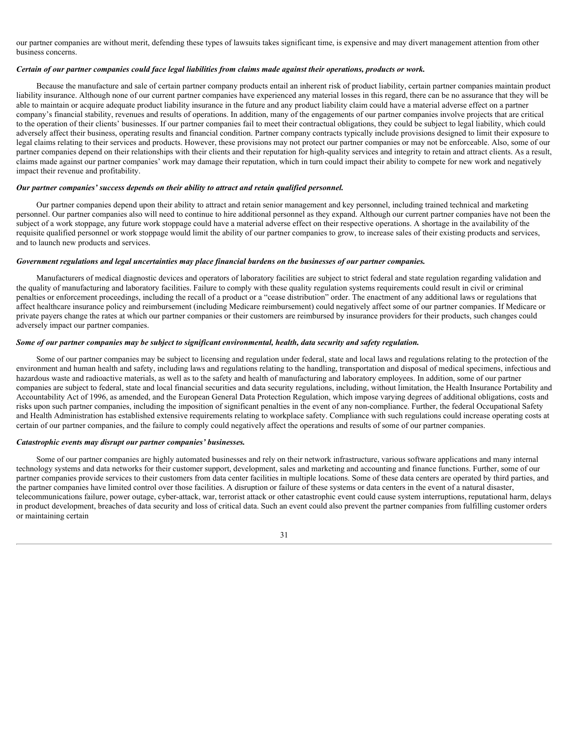our partner companies are without merit, defending these types of lawsuits takes significant time, is expensive and may divert management attention from other business concerns.

***Certain of our partner companies could face legal liabilities from claims made against their operations, products or work.***

Because the manufacture and sale of certain partner company products entail an inherent risk of product liability, certain partner companies maintain product liability insurance. Although none of our current partner companies have experienced any material losses in this regard, there can be no assurance that they will be able to maintain or acquire adequate product liability insurance in the future and any product liability claim could have a material adverse effect on a partner company's financial stability, revenues and results of operations. In addition, many of the engagements of our partner companies involve projects that are critical to the operation of their clients' businesses. If our partner companies fail to meet their contractual obligations, they could be subject to legal liability, which could adversely affect their business, operating results and financial condition. Partner company contracts typically include provisions designed to limit their exposure to legal claims relating to their services and products. However, these provisions may not protect our partner companies or may not be enforceable. Also, some of our partner companies depend on their relationships with their clients and their reputation for high-quality services and integrity to retain and attract clients. As a result, claims made against our partner companies' work may damage their reputation, which in turn could impact their ability to compete for new work and negatively impact their revenue and profitability.

***Our partner companies' success depends on their ability to attract and retain qualified personnel.***

Our partner companies depend upon their ability to attract and retain senior management and key personnel, including trained technical and marketing personnel. Our partner companies also will need to continue to hire additional personnel as they expand. Although our current partner companies have not been the subject of a work stoppage, any future work stoppage could have a material adverse effect on their respective operations. A shortage in the availability of the requisite qualified personnel or work stoppage would limit the ability of our partner companies to grow, to increase sales of their existing products and services, and to launch new products and services.

***Government regulations and legal uncertainties may place financial burdens on the businesses of our partner companies.***

Manufacturers of medical diagnostic devices and operators of laboratory facilities are subject to strict federal and state regulation regarding validation and the quality of manufacturing and laboratory facilities. Failure to comply with these quality regulation systems requirements could result in civil or criminal penalties or enforcement proceedings, including the recall of a product or a "cease distribution" order. The enactment of any additional laws or regulations that affect healthcare insurance policy and reimbursement (including Medicare reimbursement) could negatively affect some of our partner companies. If Medicare or private payers change the rates at which our partner companies or their customers are reimbursed by insurance providers for their products, such changes could adversely impact our partner companies.

***Some of our partner companies may be subject to significant environmental, health, data security and safety regulation.***

Some of our partner companies may be subject to licensing and regulation under federal, state and local laws and regulations relating to the protection of the environment and human health and safety, including laws and regulations relating to the handling, transportation and disposal of medical specimens, infectious and hazardous waste and radioactive materials, as well as to the safety and health of manufacturing and laboratory employees. In addition, some of our partner companies are subject to federal, state and local financial securities and data security regulations, including, without limitation, the Health Insurance Portability and Accountability Act of 1996, as amended, and the European General Data Protection Regulation, which impose varying degrees of additional obligations, costs and risks upon such partner companies, including the imposition of significant penalties in the event of any non-compliance. Further, the federal Occupational Safety and Health Administration has established extensive requirements relating to workplace safety. Compliance with such regulations could increase operating costs at certain of our partner companies, and the failure to comply could negatively affect the operations and results of some of our partner companies.

***Catastrophic events may disrupt our partner companies' businesses.***

Some of our partner companies are highly automated businesses and rely on their network infrastructure, various software applications and many internal technology systems and data networks for their customer support, development, sales and marketing and accounting and finance functions. Further, some of our partner companies provide services to their customers from data center facilities in multiple locations. Some of these data centers are operated by third parties, and the partner companies have limited control over those facilities. A disruption or failure of these systems or data centers in the event of a natural disaster, telecommunications failure, power outage, cyber-attack, war, terrorist attack or other catastrophic event could cause system interruptions, reputational harm, delays in product development, breaches of data security and loss of critical data. Such an event could also prevent the partner companies from fulfilling customer orders or maintaining certain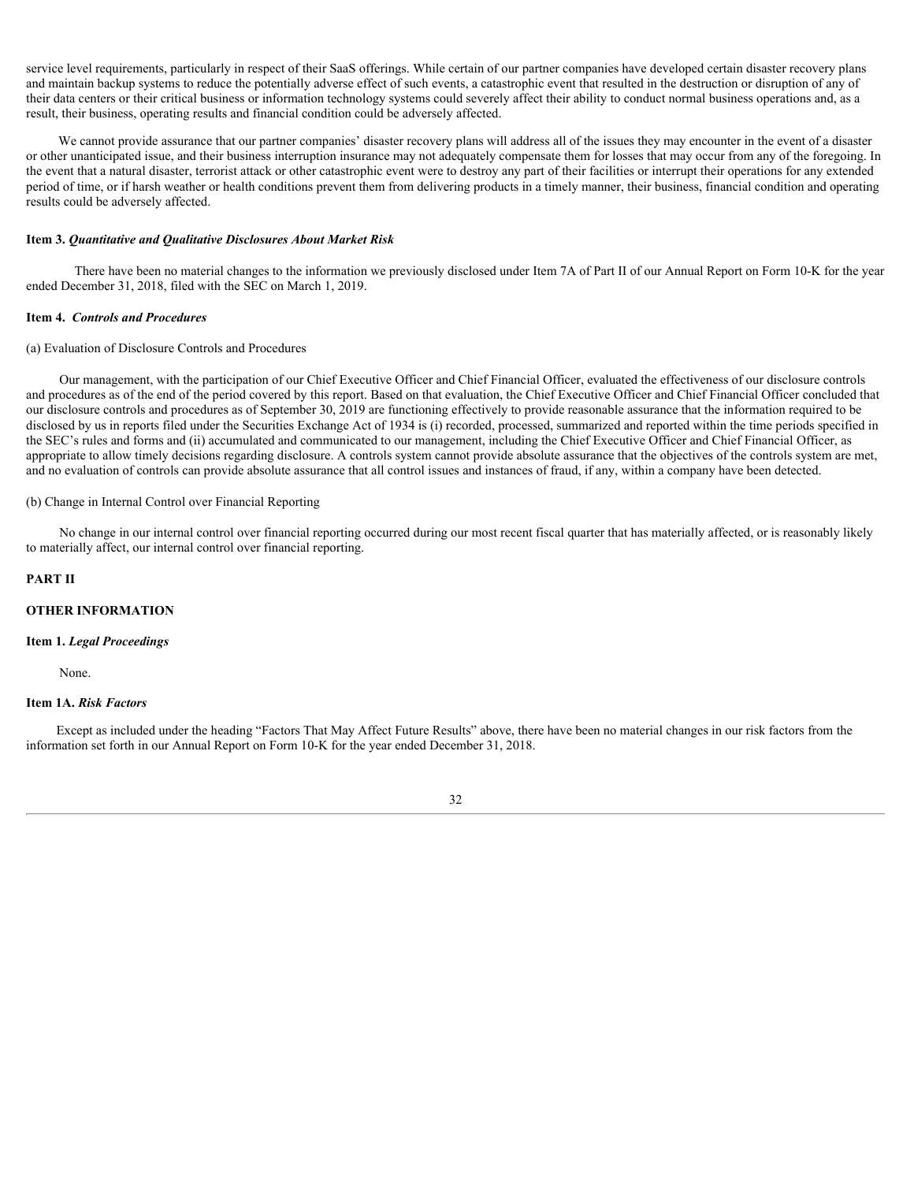service level requirements, particularly in respect of their SaaS offerings. While certain of our partner companies have developed certain disaster recovery plans and maintain backup systems to reduce the potentially adverse effect of such events, a catastrophic event that resulted in the destruction or disruption of any of their data centers or their critical business or information technology systems could severely affect their ability to conduct normal business operations and, as a result, their business, operating results and financial condition could be adversely affected.

We cannot provide assurance that our partner companies' disaster recovery plans will address all of the issues they may encounter in the event of a disaster or other unanticipated issue, and their business interruption insurance may not adequately compensate them for losses that may occur from any of the foregoing. In the event that a natural disaster, terrorist attack or other catastrophic event were to destroy any part of their facilities or interrupt their operations for any extended period of time, or if harsh weather or health conditions prevent them from delivering products in a timely manner, their business, financial condition and operating results could be adversely affected.

### Item 3. *Quantitative and Qualitative Disclosures About Market Risk*

There have been no material changes to the information we previously disclosed under Item 7A of Part II of our Annual Report on Form 10-K for the year ended December 31, 2018, filed with the SEC on March 1, 2019.

### Item 4. *Controls and Procedures*

(a) Evaluation of Disclosure Controls and Procedures

Our management, with the participation of our Chief Executive Officer and Chief Financial Officer, evaluated the effectiveness of our disclosure controls and procedures as of the end of the period covered by this report. Based on that evaluation, the Chief Executive Officer and Chief Financial Officer concluded that our disclosure controls and procedures as of September 30, 2019 are functioning effectively to provide reasonable assurance that the information required to be disclosed by us in reports filed under the Securities Exchange Act of 1934 is (i) recorded, processed, summarized and reported within the time periods specified in the SEC's rules and forms and (ii) accumulated and communicated to our management, including the Chief Executive Officer and Chief Financial Officer, as appropriate to allow timely decisions regarding disclosure. A controls system cannot provide absolute assurance that the objectives of the controls system are met, and no evaluation of controls can provide absolute assurance that all control issues and instances of fraud, if any, within a company have been detected.

(b) Change in Internal Control over Financial Reporting

No change in our internal control over financial reporting occurred during our most recent fiscal quarter that has materially affected, or is reasonably likely to materially affect, our internal control over financial reporting.

## PART II

## OTHER INFORMATION

### Item 1. *Legal Proceedings*

None.

### Item 1A. *Risk Factors*

Except as included under the heading "Factors That May Affect Future Results" above, there have been no material changes in our risk factors from the information set forth in our Annual Report on Form 10-K for the year ended December 31, 2018.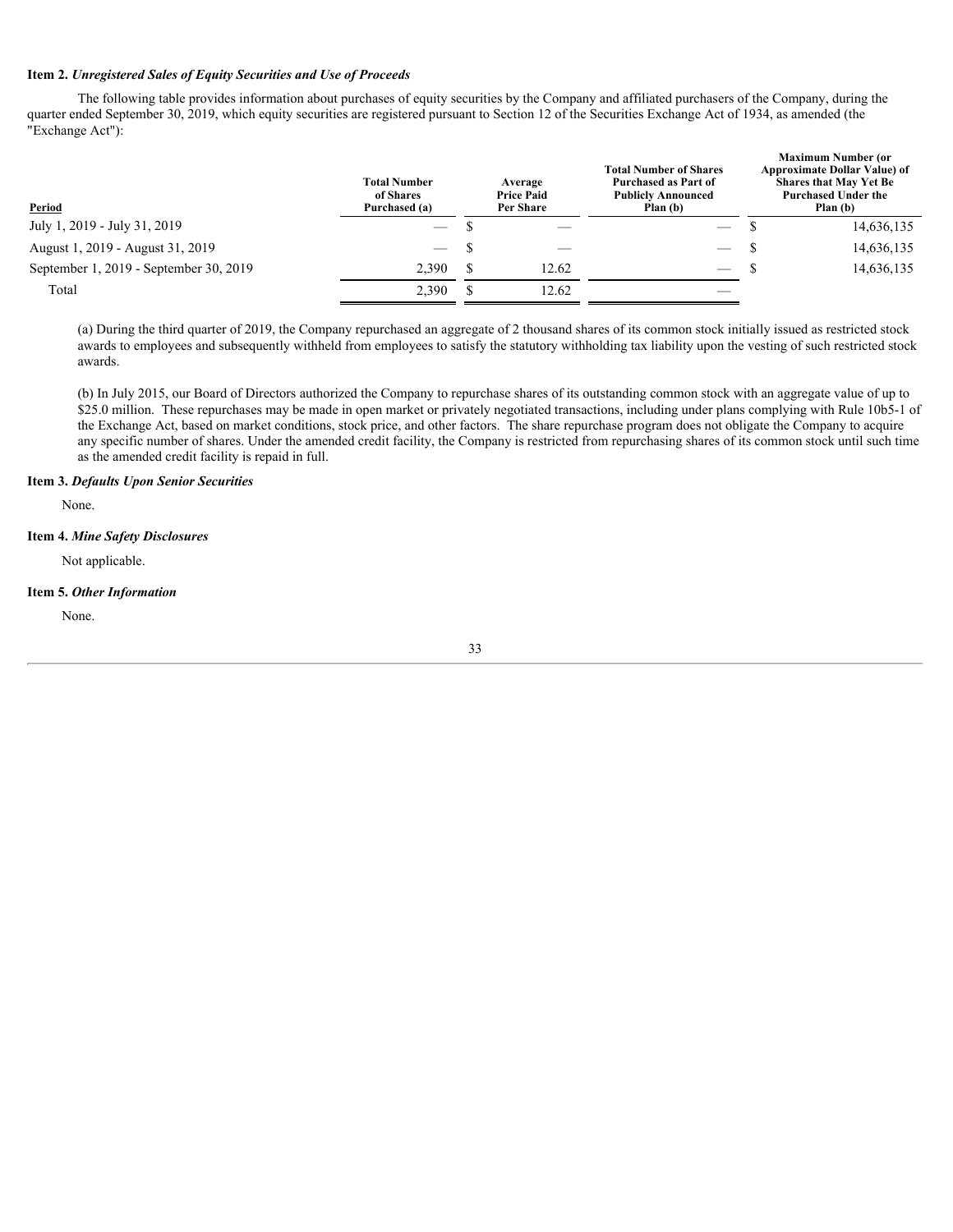**Item 2.** ***Unregistered Sales of Equity Securities and Use of Proceeds***

The following table provides information about purchases of equity securities by the Company and affiliated purchasers of the Company, during the quarter ended September 30, 2019, which equity securities are registered pursuant to Section 12 of the Securities Exchange Act of 1934, as amended (the "Exchange Act"):

| Period | Total Number of Shares Purchased (a) | Average Price Paid Per Share | Total Number of Shares Purchased as Part of Publicly Announced Plan (b) | Maximum Number (or Approximate Dollar Value) of Shares that May Yet Be Purchased Under the Plan (b) |
|---|---|---|---|---|
| July 1, 2019 - July 31, 2019 | — | $ — | — | $ 14,636,135 |
| August 1, 2019 - August 31, 2019 | — | $ — | — | $ 14,636,135 |
| September 1, 2019 - September 30, 2019 | 2,390 | $ 12.62 | — | $ 14,636,135 |
| Total | 2,390 | $ 12.62 | — | |

(a) During the third quarter of 2019, the Company repurchased an aggregate of 2 thousand shares of its common stock initially issued as restricted stock awards to employees and subsequently withheld from employees to satisfy the statutory withholding tax liability upon the vesting of such restricted stock awards.

(b) In July 2015, our Board of Directors authorized the Company to repurchase shares of its outstanding common stock with an aggregate value of up to $25.0 million. These repurchases may be made in open market or privately negotiated transactions, including under plans complying with Rule 10b5-1 of the Exchange Act, based on market conditions, stock price, and other factors. The share repurchase program does not obligate the Company to acquire any specific number of shares. Under the amended credit facility, the Company is restricted from repurchasing shares of its common stock until such time as the amended credit facility is repaid in full.

**Item 3.** ***Defaults Upon Senior Securities***

None.

**Item 4.** ***Mine Safety Disclosures***

Not applicable.

**Item 5.** ***Other Information***

None.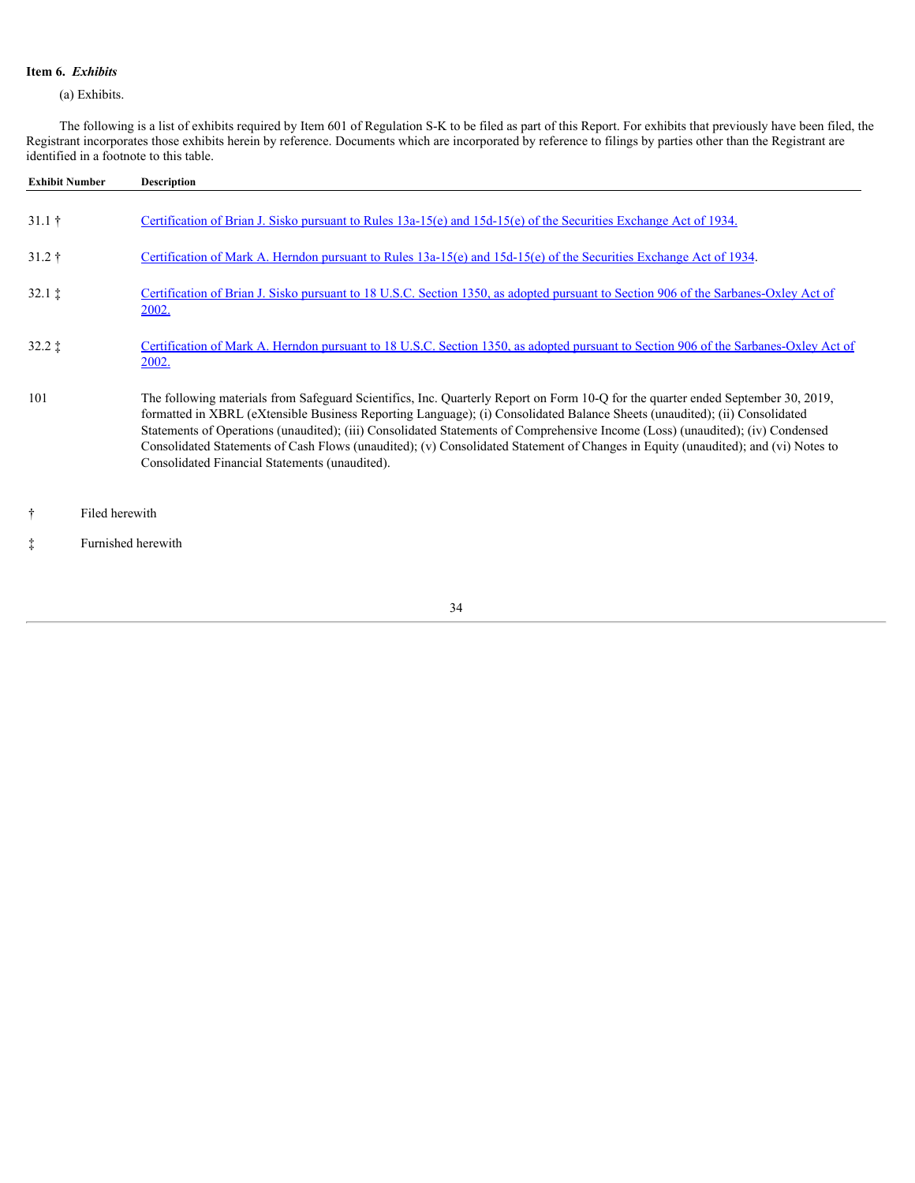**Item 6.** ***Exhibits***

(a) Exhibits.

The following is a list of exhibits required by Item 601 of Regulation S-K to be filed as part of this Report. For exhibits that previously have been filed, the Registrant incorporates those exhibits herein by reference. Documents which are incorporated by reference to filings by parties other than the Registrant are identified in a footnote to this table.

| Exhibit Number | Description |
|---|---|
| 31.1 † | Certification of Brian J. Sisko pursuant to Rules 13a-15(e) and 15d-15(e) of the Securities Exchange Act of 1934. |
| 31.2 † | Certification of Mark A. Herndon pursuant to Rules 13a-15(e) and 15d-15(e) of the Securities Exchange Act of 1934. |
| 32.1 ‡ | Certification of Brian J. Sisko pursuant to 18 U.S.C. Section 1350, as adopted pursuant to Section 906 of the Sarbanes-Oxley Act of 2002. |
| 32.2 ‡ | Certification of Mark A. Herndon pursuant to 18 U.S.C. Section 1350, as adopted pursuant to Section 906 of the Sarbanes-Oxley Act of 2002. |
| 101 | The following materials from Safeguard Scientifics, Inc. Quarterly Report on Form 10-Q for the quarter ended September 30, 2019, formatted in XBRL (eXtensible Business Reporting Language); (i) Consolidated Balance Sheets (unaudited); (ii) Consolidated Statements of Operations (unaudited); (iii) Consolidated Statements of Comprehensive Income (Loss) (unaudited); (iv) Condensed Consolidated Statements of Cash Flows (unaudited); (v) Consolidated Statement of Changes in Equity (unaudited); and (vi) Notes to Consolidated Financial Statements (unaudited). |

† Filed herewith

‡ Furnished herewith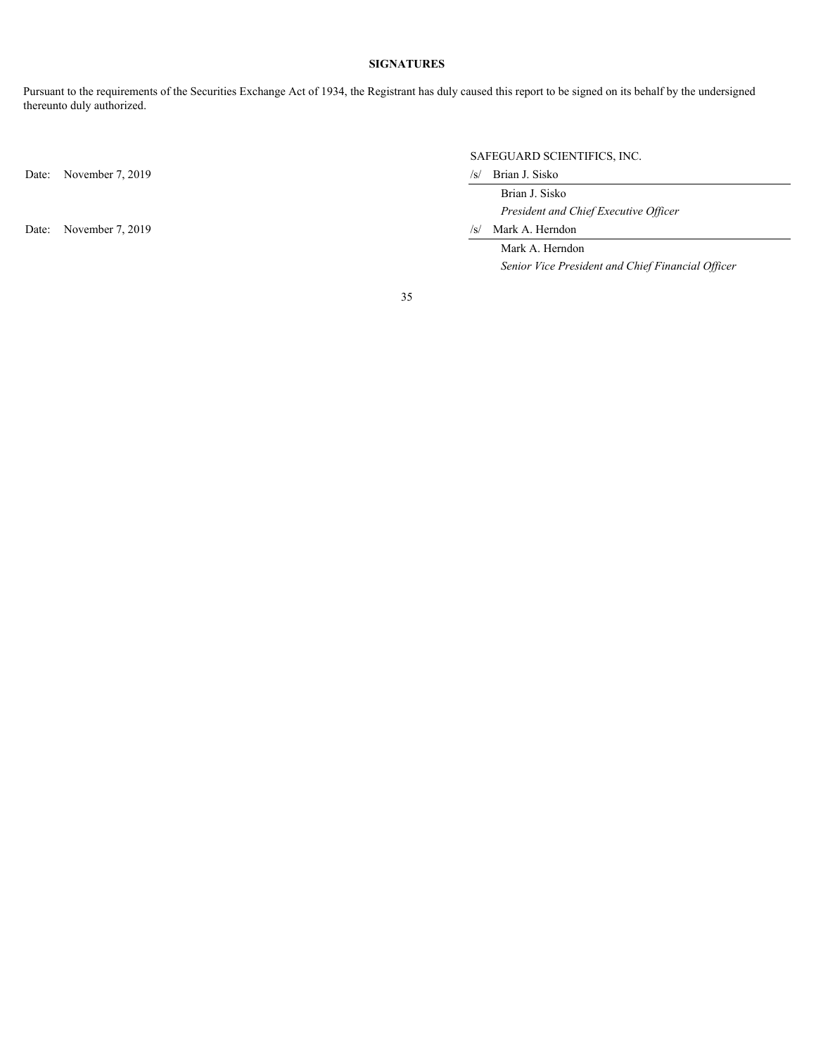**SIGNATURES**

Pursuant to the requirements of the Securities Exchange Act of 1934, the Registrant has duly caused this report to be signed on its behalf by the undersigned thereunto duly authorized.

| | SAFEGUARD SCIENTIFICS, INC. |
|---|---|
| Date: November 7, 2019 | /s/ Brian J. Sisko |
| | Brian J. Sisko |
| | *President and Chief Executive Officer* |
| Date: November 7, 2019 | /s/ Mark A. Herndon |
| | Mark A. Herndon |
| | *Senior Vice President and Chief Financial Officer* |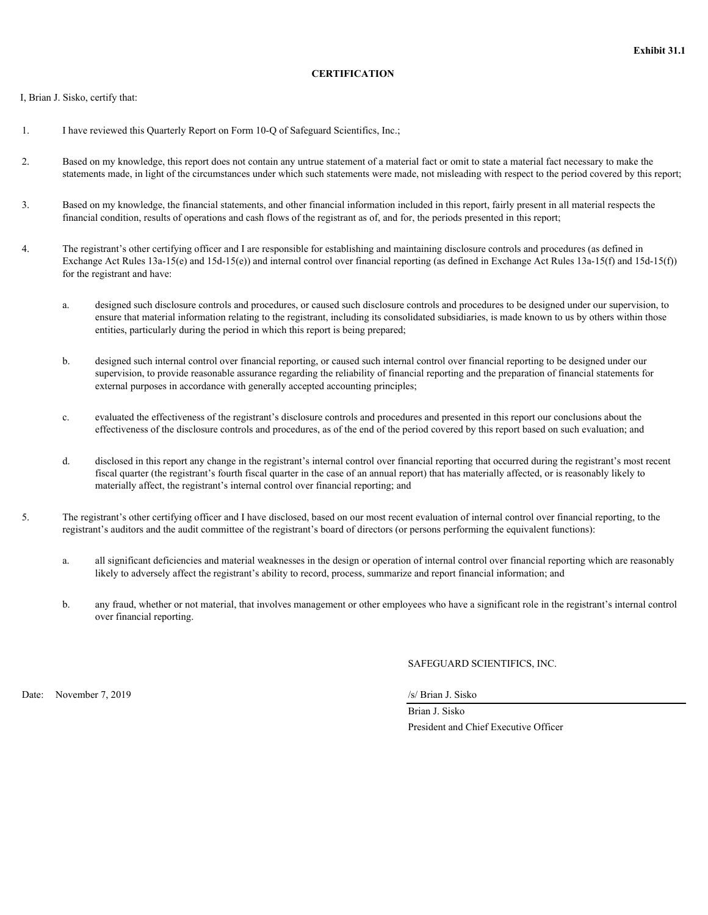**Exhibit 31.1**

**CERTIFICATION**

I, Brian J. Sisko, certify that:

1. I have reviewed this Quarterly Report on Form 10-Q of Safeguard Scientifics, Inc.;

2. Based on my knowledge, this report does not contain any untrue statement of a material fact or omit to state a material fact necessary to make the statements made, in light of the circumstances under which such statements were made, not misleading with respect to the period covered by this report;

3. Based on my knowledge, the financial statements, and other financial information included in this report, fairly present in all material respects the financial condition, results of operations and cash flows of the registrant as of, and for, the periods presented in this report;

4. The registrant's other certifying officer and I are responsible for establishing and maintaining disclosure controls and procedures (as defined in Exchange Act Rules 13a-15(e) and 15d-15(e)) and internal control over financial reporting (as defined in Exchange Act Rules 13a-15(f) and 15d-15(f)) for the registrant and have:

   a. designed such disclosure controls and procedures, or caused such disclosure controls and procedures to be designed under our supervision, to ensure that material information relating to the registrant, including its consolidated subsidiaries, is made known to us by others within those entities, particularly during the period in which this report is being prepared;

   b. designed such internal control over financial reporting, or caused such internal control over financial reporting to be designed under our supervision, to provide reasonable assurance regarding the reliability of financial reporting and the preparation of financial statements for external purposes in accordance with generally accepted accounting principles;

   c. evaluated the effectiveness of the registrant's disclosure controls and procedures and presented in this report our conclusions about the effectiveness of the disclosure controls and procedures, as of the end of the period covered by this report based on such evaluation; and

   d. disclosed in this report any change in the registrant's internal control over financial reporting that occurred during the registrant's most recent fiscal quarter (the registrant's fourth fiscal quarter in the case of an annual report) that has materially affected, or is reasonably likely to materially affect, the registrant's internal control over financial reporting; and

5. The registrant's other certifying officer and I have disclosed, based on our most recent evaluation of internal control over financial reporting, to the registrant's auditors and the audit committee of the registrant's board of directors (or persons performing the equivalent functions):

   a. all significant deficiencies and material weaknesses in the design or operation of internal control over financial reporting which are reasonably likely to adversely affect the registrant's ability to record, process, summarize and report financial information; and

   b. any fraud, whether or not material, that involves management or other employees who have a significant role in the registrant's internal control over financial reporting.

SAFEGUARD SCIENTIFICS, INC.

Date: November 7, 2019

/s/ Brian J. Sisko

Brian J. Sisko

President and Chief Executive Officer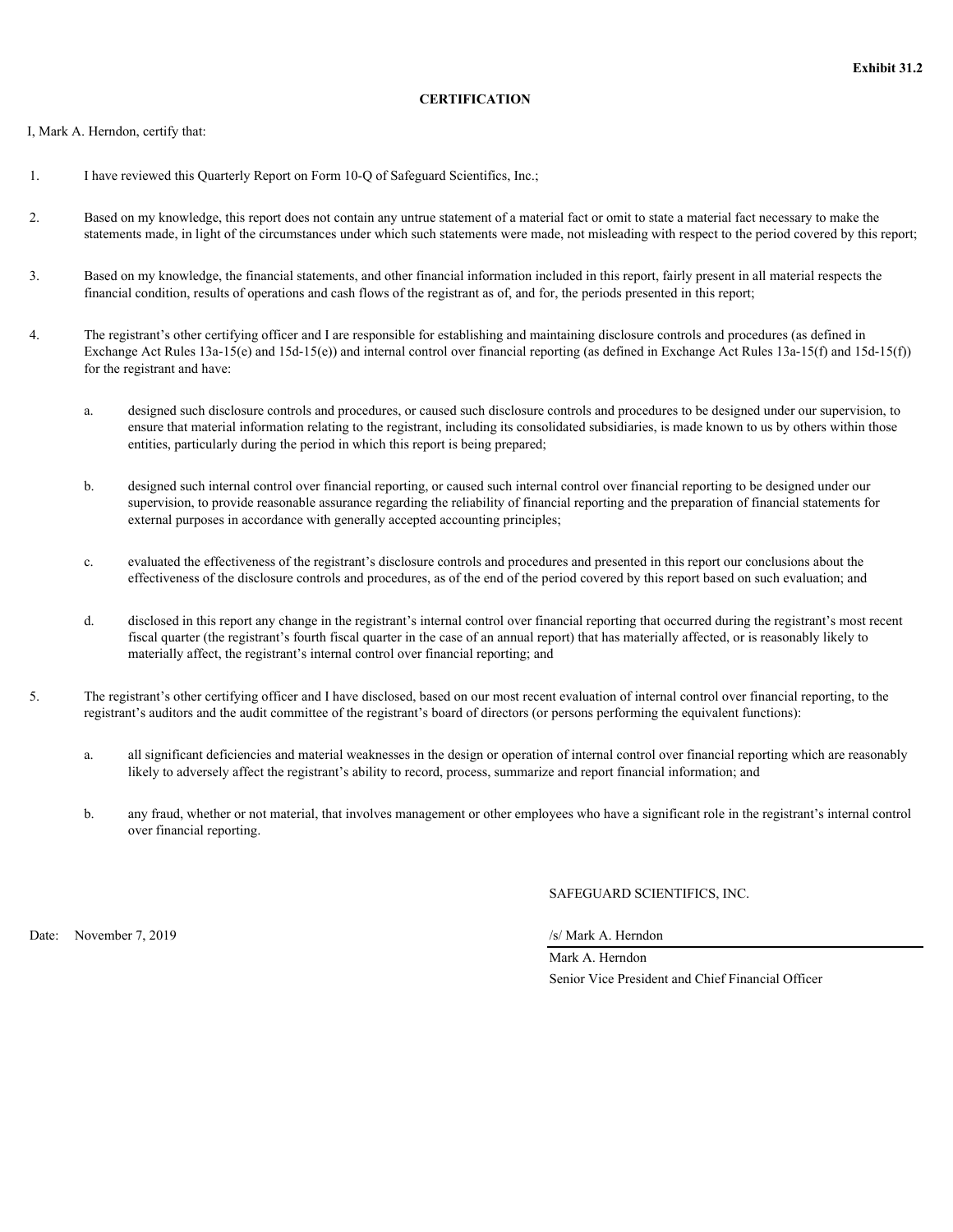**Exhibit 31.2**

# CERTIFICATION

I, Mark A. Herndon, certify that:

1. I have reviewed this Quarterly Report on Form 10-Q of Safeguard Scientifics, Inc.;

2. Based on my knowledge, this report does not contain any untrue statement of a material fact or omit to state a material fact necessary to make the statements made, in light of the circumstances under which such statements were made, not misleading with respect to the period covered by this report;

3. Based on my knowledge, the financial statements, and other financial information included in this report, fairly present in all material respects the financial condition, results of operations and cash flows of the registrant as of, and for, the periods presented in this report;

4. The registrant's other certifying officer and I are responsible for establishing and maintaining disclosure controls and procedures (as defined in Exchange Act Rules 13a-15(e) and 15d-15(e)) and internal control over financial reporting (as defined in Exchange Act Rules 13a-15(f) and 15d-15(f)) for the registrant and have:

   a. designed such disclosure controls and procedures, or caused such disclosure controls and procedures to be designed under our supervision, to ensure that material information relating to the registrant, including its consolidated subsidiaries, is made known to us by others within those entities, particularly during the period in which this report is being prepared;

   b. designed such internal control over financial reporting, or caused such internal control over financial reporting to be designed under our supervision, to provide reasonable assurance regarding the reliability of financial reporting and the preparation of financial statements for external purposes in accordance with generally accepted accounting principles;

   c. evaluated the effectiveness of the registrant's disclosure controls and procedures and presented in this report our conclusions about the effectiveness of the disclosure controls and procedures, as of the end of the period covered by this report based on such evaluation; and

   d. disclosed in this report any change in the registrant's internal control over financial reporting that occurred during the registrant's most recent fiscal quarter (the registrant's fourth fiscal quarter in the case of an annual report) that has materially affected, or is reasonably likely to materially affect, the registrant's internal control over financial reporting; and

5. The registrant's other certifying officer and I have disclosed, based on our most recent evaluation of internal control over financial reporting, to the registrant's auditors and the audit committee of the registrant's board of directors (or persons performing the equivalent functions):

   a. all significant deficiencies and material weaknesses in the design or operation of internal control over financial reporting which are reasonably likely to adversely affect the registrant's ability to record, process, summarize and report financial information; and

   b. any fraud, whether or not material, that involves management or other employees who have a significant role in the registrant's internal control over financial reporting.

SAFEGUARD SCIENTIFICS, INC.

Date: November 7, 2019

/s/ Mark A. Herndon

Mark A. Herndon

Senior Vice President and Chief Financial Officer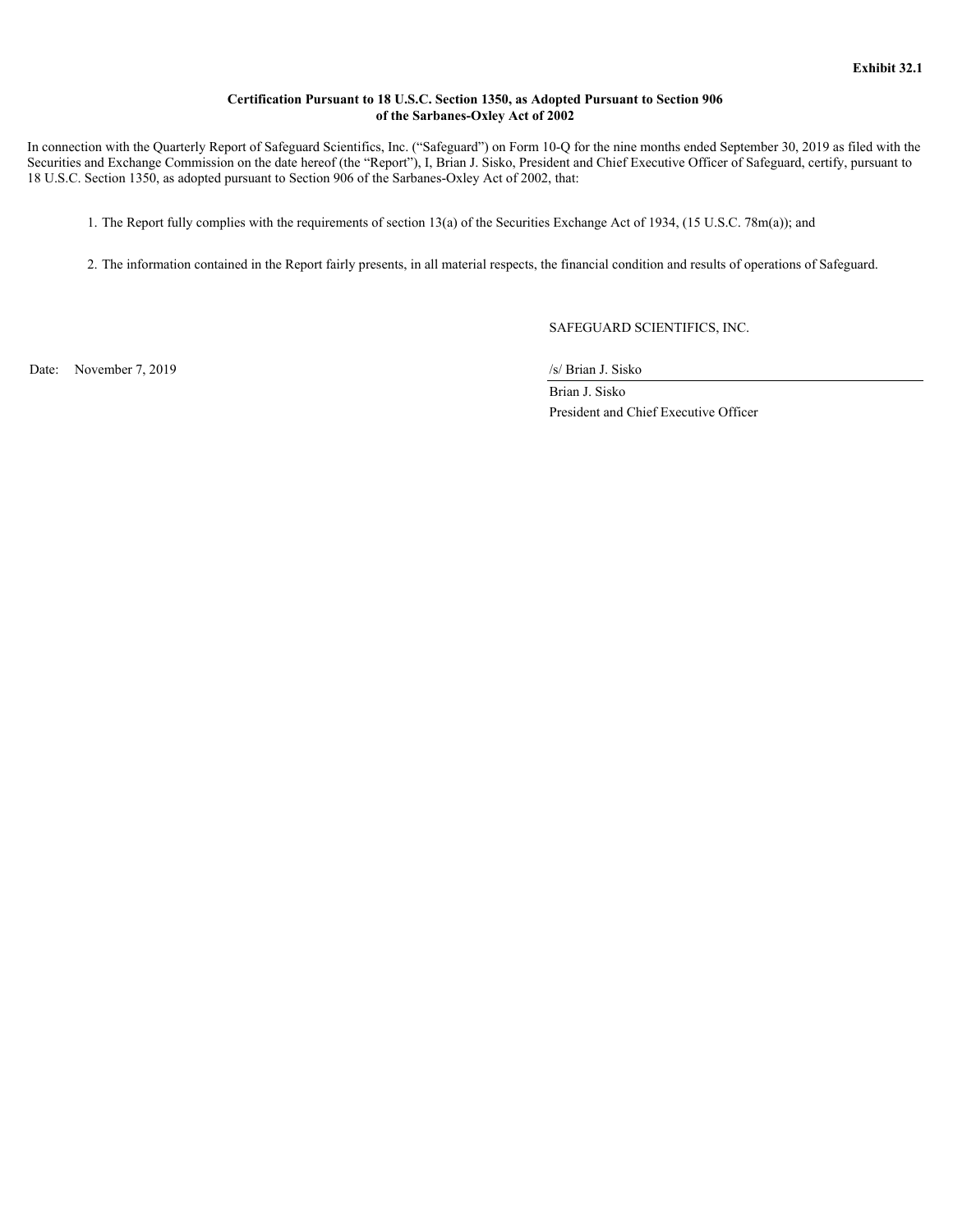**Exhibit 32.1**

**Certification Pursuant to 18 U.S.C. Section 1350, as Adopted Pursuant to Section 906 of the Sarbanes-Oxley Act of 2002**

In connection with the Quarterly Report of Safeguard Scientifics, Inc. ("Safeguard") on Form 10-Q for the nine months ended September 30, 2019 as filed with the Securities and Exchange Commission on the date hereof (the "Report"), I, Brian J. Sisko, President and Chief Executive Officer of Safeguard, certify, pursuant to 18 U.S.C. Section 1350, as adopted pursuant to Section 906 of the Sarbanes-Oxley Act of 2002, that:

1. The Report fully complies with the requirements of section 13(a) of the Securities Exchange Act of 1934, (15 U.S.C. 78m(a)); and

2. The information contained in the Report fairly presents, in all material respects, the financial condition and results of operations of Safeguard.

SAFEGUARD SCIENTIFICS, INC.

Date: November 7, 2019

/s/ Brian J. Sisko

Brian J. Sisko
President and Chief Executive Officer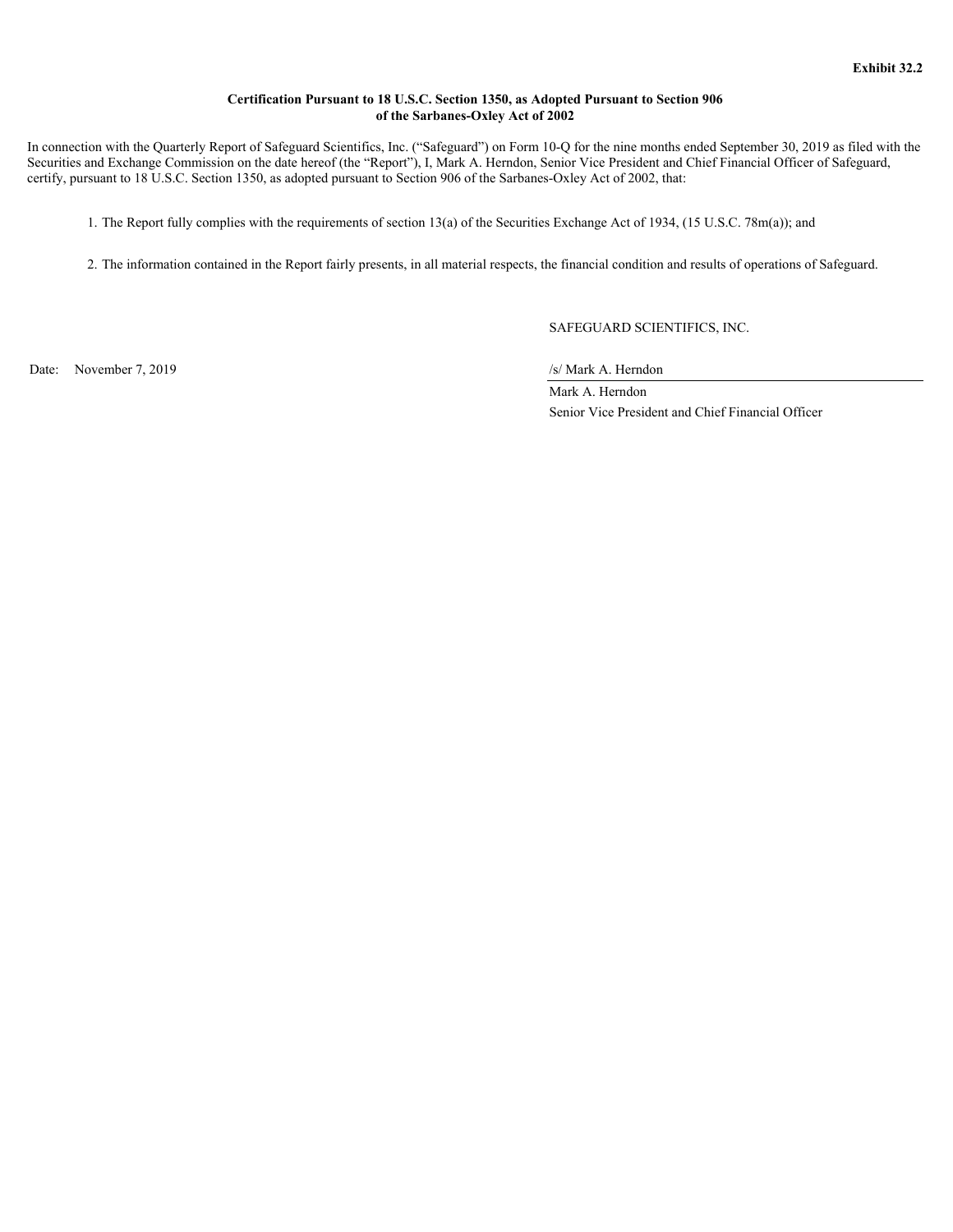**Exhibit 32.2**

**Certification Pursuant to 18 U.S.C. Section 1350, as Adopted Pursuant to Section 906 of the Sarbanes-Oxley Act of 2002**

In connection with the Quarterly Report of Safeguard Scientifics, Inc. (“Safeguard”) on Form 10-Q for the nine months ended September 30, 2019 as filed with the Securities and Exchange Commission on the date hereof (the “Report”), I, Mark A. Herndon, Senior Vice President and Chief Financial Officer of Safeguard, certify, pursuant to 18 U.S.C. Section 1350, as adopted pursuant to Section 906 of the Sarbanes-Oxley Act of 2002, that:

1. The Report fully complies with the requirements of section 13(a) of the Securities Exchange Act of 1934, (15 U.S.C. 78m(a)); and

2. The information contained in the Report fairly presents, in all material respects, the financial condition and results of operations of Safeguard.

SAFEGUARD SCIENTIFICS, INC.

Date: November 7, 2019

/s/ Mark A. Herndon

Mark A. Herndon
Senior Vice President and Chief Financial Officer